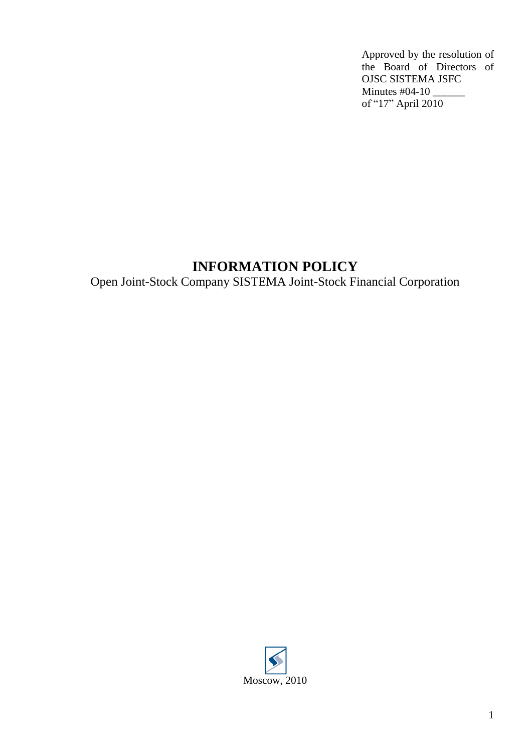Approved by the resolution of the Board of Directors of OJSC SISTEMA JSFC
Minutes #04-10 ______
of "17" April 2010

# INFORMATION POLICY

Open Joint-Stock Company SISTEMA Joint-Stock Financial Corporation

Moscow, 2010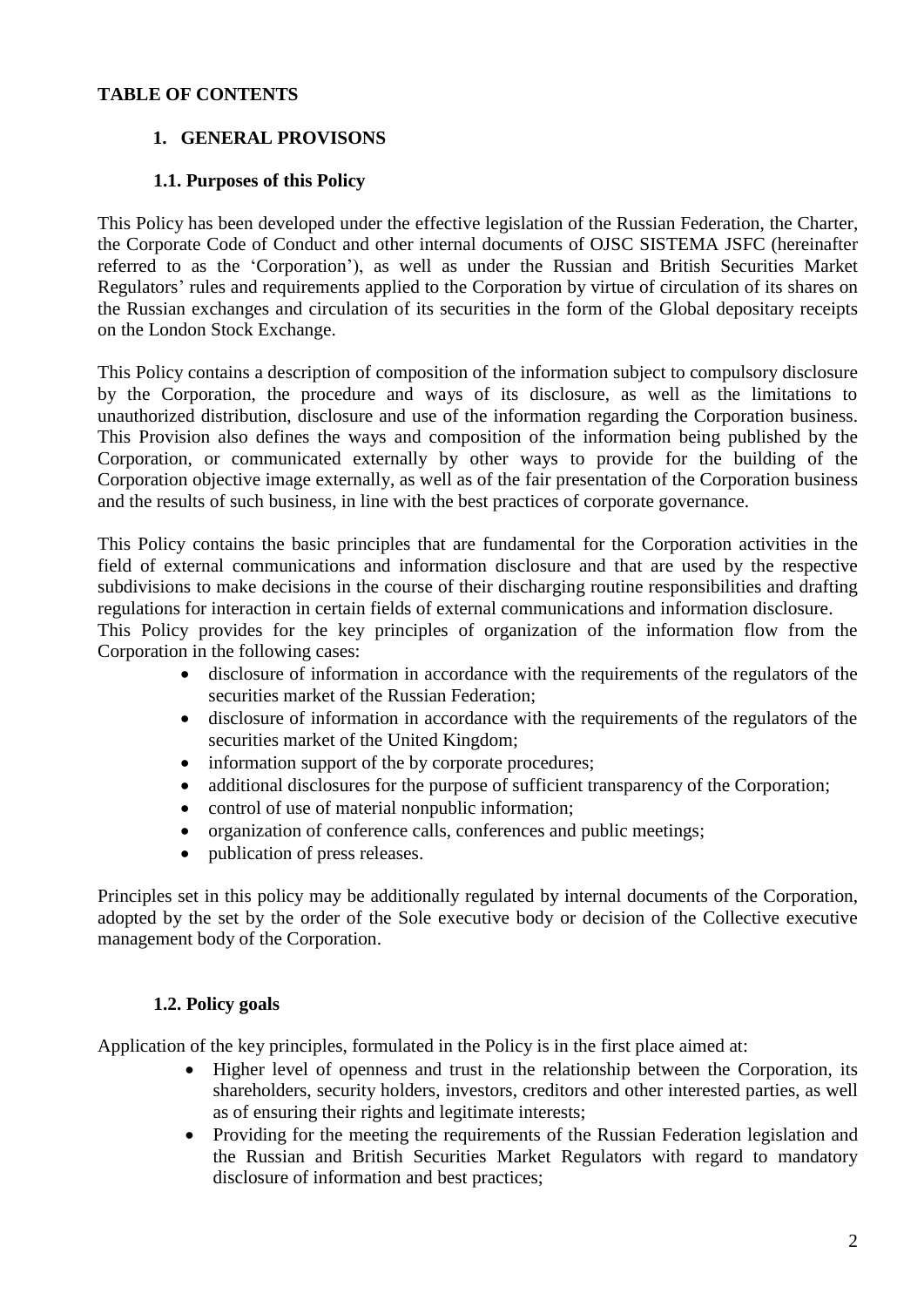**TABLE OF CONTENTS**

## 1. GENERAL PROVISONS

### 1.1. Purposes of this Policy

This Policy has been developed under the effective legislation of the Russian Federation, the Charter, the Corporate Code of Conduct and other internal documents of OJSC SISTEMA JSFC (hereinafter referred to as the 'Corporation'), as well as under the Russian and British Securities Market Regulators' rules and requirements applied to the Corporation by virtue of circulation of its shares on the Russian exchanges and circulation of its securities in the form of the Global depositary receipts on the London Stock Exchange.

This Policy contains a description of composition of the information subject to compulsory disclosure by the Corporation, the procedure and ways of its disclosure, as well as the limitations to unauthorized distribution, disclosure and use of the information regarding the Corporation business. This Provision also defines the ways and composition of the information being published by the Corporation, or communicated externally by other ways to provide for the building of the Corporation objective image externally, as well as of the fair presentation of the Corporation business and the results of such business, in line with the best practices of corporate governance.

This Policy contains the basic principles that are fundamental for the Corporation activities in the field of external communications and information disclosure and that are used by the respective subdivisions to make decisions in the course of their discharging routine responsibilities and drafting regulations for interaction in certain fields of external communications and information disclosure.
This Policy provides for the key principles of organization of the information flow from the Corporation in the following cases:

- disclosure of information in accordance with the requirements of the regulators of the securities market of the Russian Federation;
- disclosure of information in accordance with the requirements of the regulators of the securities market of the United Kingdom;
- information support of the by corporate procedures;
- additional disclosures for the purpose of sufficient transparency of the Corporation;
- control of use of material nonpublic information;
- organization of conference calls, conferences and public meetings;
- publication of press releases.

Principles set in this policy may be additionally regulated by internal documents of the Corporation, adopted by the set by the order of the Sole executive body or decision of the Collective executive management body of the Corporation.

### 1.2. Policy goals

Application of the key principles, formulated in the Policy is in the first place aimed at:

- Higher level of openness and trust in the relationship between the Corporation, its shareholders, security holders, investors, creditors and other interested parties, as well as of ensuring their rights and legitimate interests;
- Providing for the meeting the requirements of the Russian Federation legislation and the Russian and British Securities Market Regulators with regard to mandatory disclosure of information and best practices;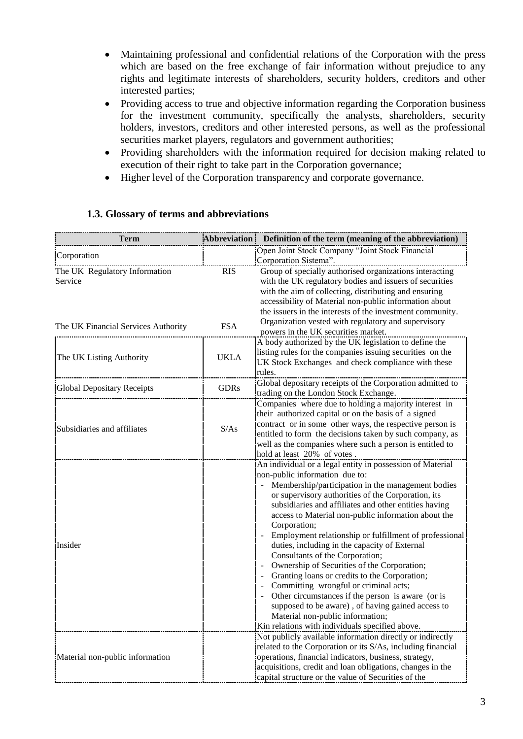- Maintaining professional and confidential relations of the Corporation with the press which are based on the free exchange of fair information without prejudice to any rights and legitimate interests of shareholders, security holders, creditors and other interested parties;
- Providing access to true and objective information regarding the Corporation business for the investment community, specifically the analysts, shareholders, security holders, investors, creditors and other interested persons, as well as the professional securities market players, regulators and government authorities;
- Providing shareholders with the information required for decision making related to execution of their right to take part in the Corporation governance;
- Higher level of the Corporation transparency and corporate governance.

### 1.3. Glossary of terms and abbreviations

| Term | Abbreviation | Definition of the term (meaning of the abbreviation) |
|---|---|---|
| Corporation | | Open Joint Stock Company "Joint Stock Financial Corporation Sistema". |
| The UK Regulatory Information Service | RIS | Group of specially authorised organizations interacting with the UK regulatory bodies and issuers of securities with the aim of collecting, distributing and ensuring accessibility of Material non-public information about the issuers in the interests of the investment community. |
| The UK Financial Services Authority | FSA | Organization vested with regulatory and supervisory powers in the UK securities market. |
| The UK Listing Authority | UKLA | A body authorized by the UK legislation to define the listing rules for the companies issuing securities on the UK Stock Exchanges and check compliance with these rules. |
| Global Depositary Receipts | GDRs | Global depositary receipts of the Corporation admitted to trading on the London Stock Exchange. |
| Subsidiaries and affiliates | S/As | Companies where due to holding a majority interest in their authorized capital or on the basis of a signed contract or in some other ways, the respective person is entitled to form the decisions taken by such company, as well as the companies where such a person is entitled to hold at least 20% of votes . |
| Insider | | An individual or a legal entity in possession of Material non-public information due to:<br>- Membership/participation in the management bodies or supervisory authorities of the Corporation, its subsidiaries and affiliates and other entities having access to Material non-public information about the Corporation;<br>- Employment relationship or fulfillment of professional duties, including in the capacity of External Consultants of the Corporation;<br>- Ownership of Securities of the Corporation;<br>- Granting loans or credits to the Corporation;<br>- Committing wrongful or criminal acts;<br>- Other circumstances if the person is aware (or is supposed to be aware) , of having gained access to Material non-public information;<br>Kin relations with individuals specified above. |
| Material non-public information | | Not publicly available information directly or indirectly related to the Corporation or its S/As, including financial operations, financial indicators, business, strategy, acquisitions, credit and loan obligations, changes in the capital structure or the value of Securities of the |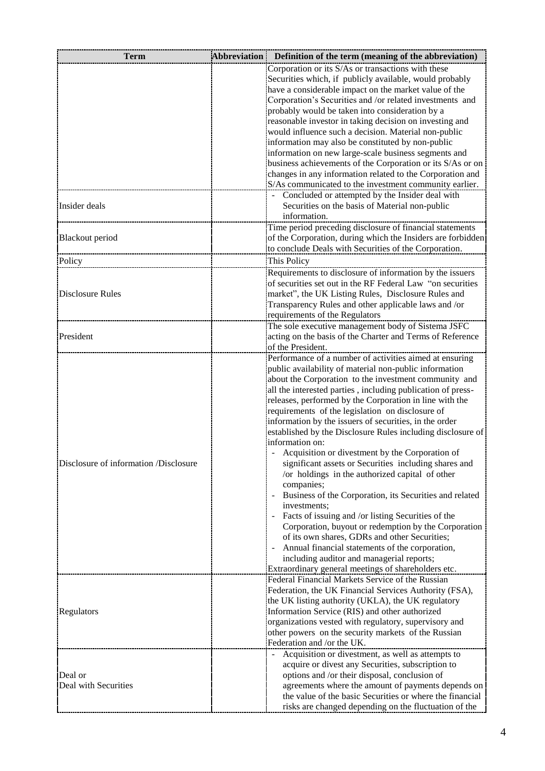| Term | Abbreviation | Definition of the term (meaning of the abbreviation) |
|---|---|---|
| | | Corporation or its S/As or transactions with these Securities which, if publicly available, would probably have a considerable impact on the market value of the Corporation's Securities and /or related investments and probably would be taken into consideration by a reasonable investor in taking decision on investing and would influence such a decision. Material non-public information may also be constituted by non-public information on new large-scale business segments and business achievements of the Corporation or its S/As or on changes in any information related to the Corporation and S/As communicated to the investment community earlier. |
| Insider deals | | - Concluded or attempted by the Insider deal with Securities on the basis of Material non-public information. |
| Blackout period | | Time period preceding disclosure of financial statements of the Corporation, during which the Insiders are forbidden to conclude Deals with Securities of the Corporation. |
| Policy | | This Policy |
| Disclosure Rules | | Requirements to disclosure of information by the issuers of securities set out in the RF Federal Law "on securities market", the UK Listing Rules, Disclosure Rules and Transparency Rules and other applicable laws and /or requirements of the Regulators |
| President | | The sole executive management body of Sistema JSFC acting on the basis of the Charter and Terms of Reference of the President. |
| Disclosure of information /Disclosure | | Performance of a number of activities aimed at ensuring public availability of material non-public information about the Corporation to the investment community and all the interested parties , including publication of press-releases, performed by the Corporation in line with the requirements of the legislation on disclosure of information by the issuers of securities, in the order established by the Disclosure Rules including disclosure of information on:<br>- Acquisition or divestment by the Corporation of significant assets or Securities including shares and /or holdings in the authorized capital of other companies;<br>- Business of the Corporation, its Securities and related investments;<br>- Facts of issuing and /or listing Securities of the Corporation, buyout or redemption by the Corporation of its own shares, GDRs and other Securities;<br>- Annual financial statements of the corporation, including auditor and managerial reports;<br>Extraordinary general meetings of shareholders etc. |
| Regulators | | Federal Financial Markets Service of the Russian Federation, the UK Financial Services Authority (FSA), the UK listing authority (UKLA), the UK regulatory Information Service (RIS) and other authorized organizations vested with regulatory, supervisory and other powers on the security markets of the Russian Federation and /or the UK. |
| Deal or<br>Deal with Securities | | - Acquisition or divestment, as well as attempts to acquire or divest any Securities, subscription to options and /or their disposal, conclusion of agreements where the amount of payments depends on the value of the basic Securities or where the financial risks are changed depending on the fluctuation of the |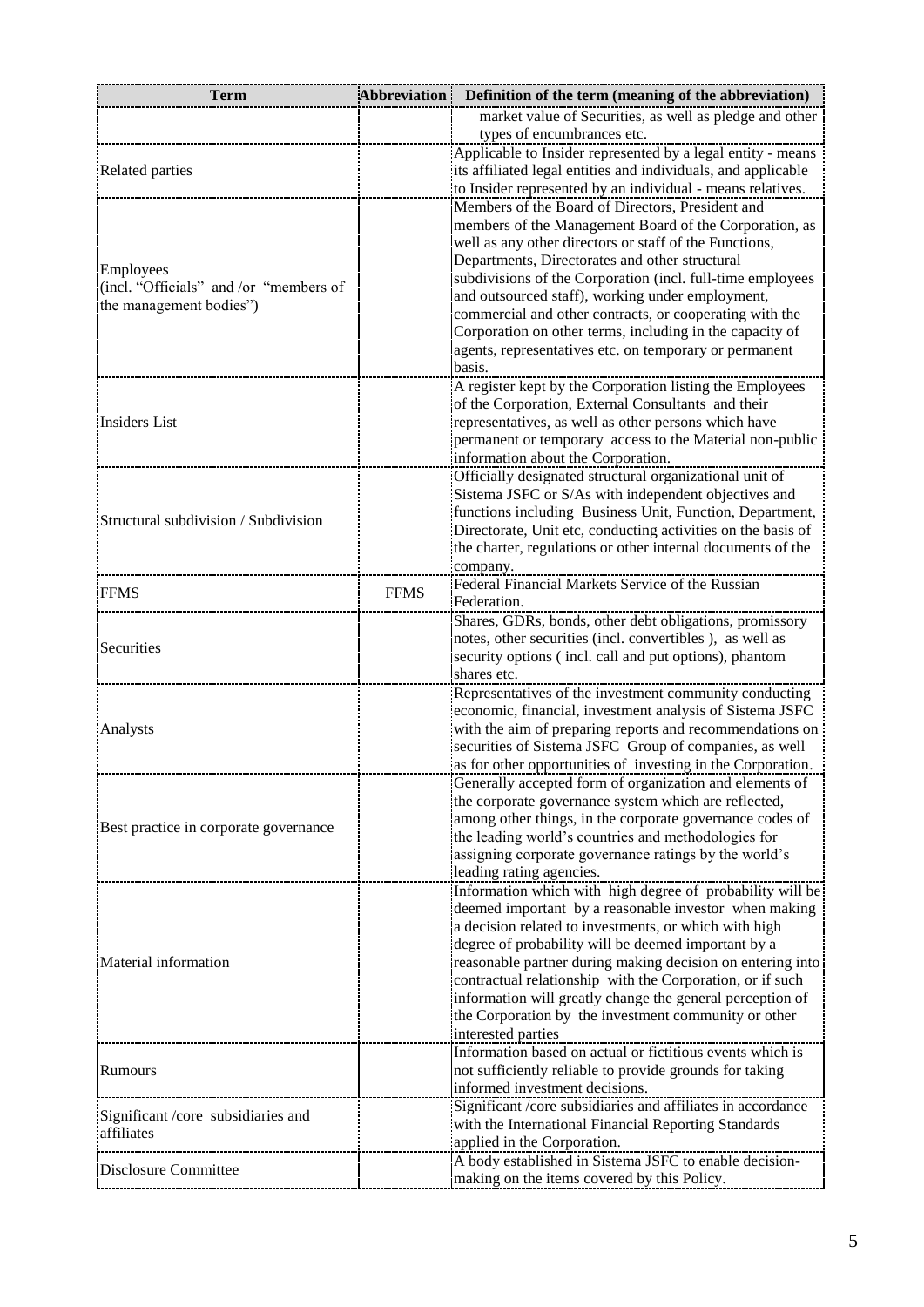| Term | Abbreviation | Definition of the term (meaning of the abbreviation) |
|---|---|---|
| | | market value of Securities, as well as pledge and other types of encumbrances etc. |
| Related parties | | Applicable to Insider represented by a legal entity - means its affiliated legal entities and individuals, and applicable to Insider represented by an individual - means relatives. |
| Employees (incl. "Officials" and /or "members of the management bodies") | | Members of the Board of Directors, President and members of the Management Board of the Corporation, as well as any other directors or staff of the Functions, Departments, Directorates and other structural subdivisions of the Corporation (incl. full-time employees and outsourced staff), working under employment, commercial and other contracts, or cooperating with the Corporation on other terms, including in the capacity of agents, representatives etc. on temporary or permanent basis. |
| Insiders List | | A register kept by the Corporation listing the Employees of the Corporation, External Consultants and their representatives, as well as other persons which have permanent or temporary access to the Material non-public information about the Corporation. |
| Structural subdivision / Subdivision | | Officially designated structural organizational unit of Sistema JSFC or S/As with independent objectives and functions including Business Unit, Function, Department, Directorate, Unit etc, conducting activities on the basis of the charter, regulations or other internal documents of the company. |
| FFMS | FFMS | Federal Financial Markets Service of the Russian Federation. |
| Securities | | Shares, GDRs, bonds, other debt obligations, promissory notes, other securities (incl. convertibles ), as well as security options ( incl. call and put options), phantom shares etc. |
| Analysts | | Representatives of the investment community conducting economic, financial, investment analysis of Sistema JSFC with the aim of preparing reports and recommendations on securities of Sistema JSFC Group of companies, as well as for other opportunities of investing in the Corporation. |
| Best practice in corporate governance | | Generally accepted form of organization and elements of the corporate governance system which are reflected, among other things, in the corporate governance codes of the leading world's countries and methodologies for assigning corporate governance ratings by the world's leading rating agencies. |
| Material information | | Information which with high degree of probability will be deemed important by a reasonable investor when making a decision related to investments, or which with high degree of probability will be deemed important by a reasonable partner during making decision on entering into contractual relationship with the Corporation, or if such information will greatly change the general perception of the Corporation by the investment community or other interested parties |
| Rumours | | Information based on actual or fictitious events which is not sufficiently reliable to provide grounds for taking informed investment decisions. |
| Significant /core subsidiaries and affiliates | | Significant /core subsidiaries and affiliates in accordance with the International Financial Reporting Standards applied in the Corporation. |
| Disclosure Committee | | A body established in Sistema JSFC to enable decision-making on the items covered by this Policy. |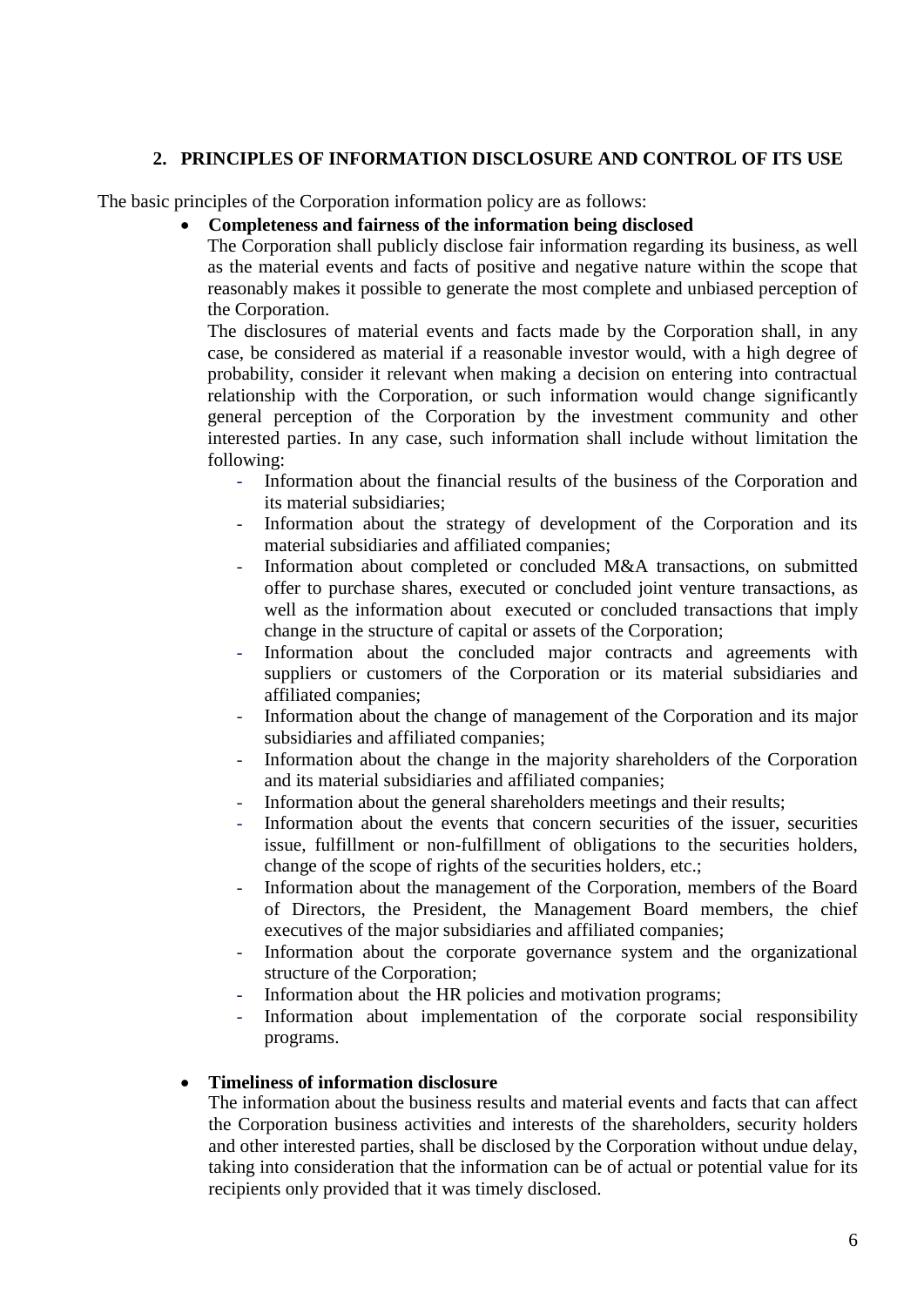## 2. PRINCIPLES OF INFORMATION DISCLOSURE AND CONTROL OF ITS USE

The basic principles of the Corporation information policy are as follows:

- **Completeness and fairness of the information being disclosed**

  The Corporation shall publicly disclose fair information regarding its business, as well as the material events and facts of positive and negative nature within the scope that reasonably makes it possible to generate the most complete and unbiased perception of the Corporation.

  The disclosures of material events and facts made by the Corporation shall, in any case, be considered as material if a reasonable investor would, with a high degree of probability, consider it relevant when making a decision on entering into contractual relationship with the Corporation, or such information would change significantly general perception of the Corporation by the investment community and other interested parties. In any case, such information shall include without limitation the following:

  - Information about the financial results of the business of the Corporation and its material subsidiaries;
  - Information about the strategy of development of the Corporation and its material subsidiaries and affiliated companies;
  - Information about completed or concluded M&A transactions, on submitted offer to purchase shares, executed or concluded joint venture transactions, as well as the information about executed or concluded transactions that imply change in the structure of capital or assets of the Corporation;
  - Information about the concluded major contracts and agreements with suppliers or customers of the Corporation or its material subsidiaries and affiliated companies;
  - Information about the change of management of the Corporation and its major subsidiaries and affiliated companies;
  - Information about the change in the majority shareholders of the Corporation and its material subsidiaries and affiliated companies;
  - Information about the general shareholders meetings and their results;
  - Information about the events that concern securities of the issuer, securities issue, fulfillment or non-fulfillment of obligations to the securities holders, change of the scope of rights of the securities holders, etc.;
  - Information about the management of the Corporation, members of the Board of Directors, the President, the Management Board members, the chief executives of the major subsidiaries and affiliated companies;
  - Information about the corporate governance system and the organizational structure of the Corporation;
  - Information about the HR policies and motivation programs;
  - Information about implementation of the corporate social responsibility programs.

- **Timeliness of information disclosure**

  The information about the business results and material events and facts that can affect the Corporation business activities and interests of the shareholders, security holders and other interested parties, shall be disclosed by the Corporation without undue delay, taking into consideration that the information can be of actual or potential value for its recipients only provided that it was timely disclosed.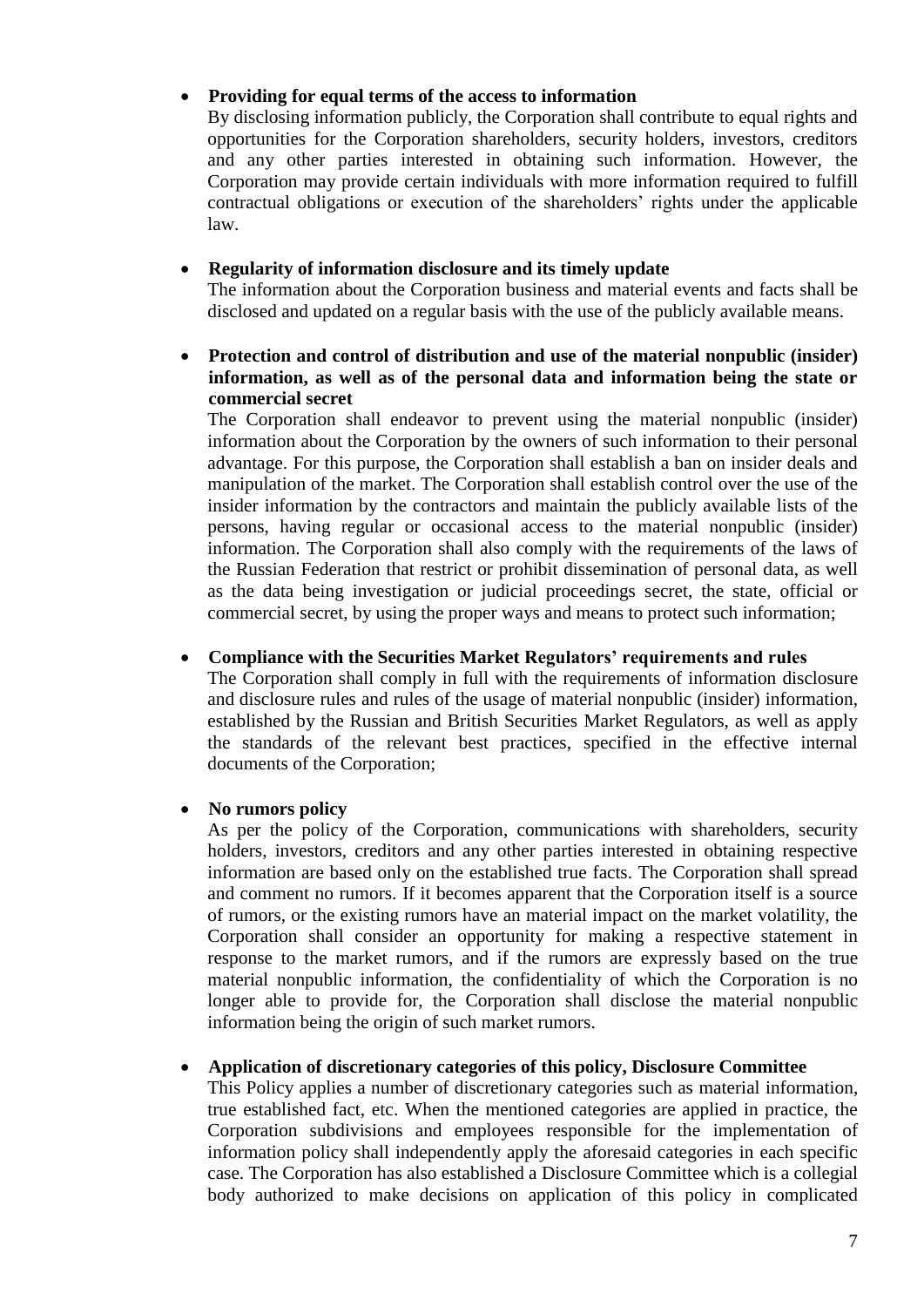- **Providing for equal terms of the access to information**

  By disclosing information publicly, the Corporation shall contribute to equal rights and opportunities for the Corporation shareholders, security holders, investors, creditors and any other parties interested in obtaining such information. However, the Corporation may provide certain individuals with more information required to fulfill contractual obligations or execution of the shareholders' rights under the applicable law.

- **Regularity of information disclosure and its timely update**

  The information about the Corporation business and material events and facts shall be disclosed and updated on a regular basis with the use of the publicly available means.

- **Protection and control of distribution and use of the material nonpublic (insider) information, as well as of the personal data and information being the state or commercial secret**

  The Corporation shall endeavor to prevent using the material nonpublic (insider) information about the Corporation by the owners of such information to their personal advantage. For this purpose, the Corporation shall establish a ban on insider deals and manipulation of the market. The Corporation shall establish control over the use of the insider information by the contractors and maintain the publicly available lists of the persons, having regular or occasional access to the material nonpublic (insider) information. The Corporation shall also comply with the requirements of the laws of the Russian Federation that restrict or prohibit dissemination of personal data, as well as the data being investigation or judicial proceedings secret, the state, official or commercial secret, by using the proper ways and means to protect such information;

- **Compliance with the Securities Market Regulators' requirements and rules**

  The Corporation shall comply in full with the requirements of information disclosure and disclosure rules and rules of the usage of material nonpublic (insider) information, established by the Russian and British Securities Market Regulators, as well as apply the standards of the relevant best practices, specified in the effective internal documents of the Corporation;

- **No rumors policy**

  As per the policy of the Corporation, communications with shareholders, security holders, investors, creditors and any other parties interested in obtaining respective information are based only on the established true facts. The Corporation shall spread and comment no rumors. If it becomes apparent that the Corporation itself is a source of rumors, or the existing rumors have an material impact on the market volatility, the Corporation shall consider an opportunity for making a respective statement in response to the market rumors, and if the rumors are expressly based on the true material nonpublic information, the confidentiality of which the Corporation is no longer able to provide for, the Corporation shall disclose the material nonpublic information being the origin of such market rumors.

- **Application of discretionary categories of this policy, Disclosure Committee**

  This Policy applies a number of discretionary categories such as material information, true established fact, etc. When the mentioned categories are applied in practice, the Corporation subdivisions and employees responsible for the implementation of information policy shall independently apply the aforesaid categories in each specific case. The Corporation has also established a Disclosure Committee which is a collegial body authorized to make decisions on application of this policy in complicated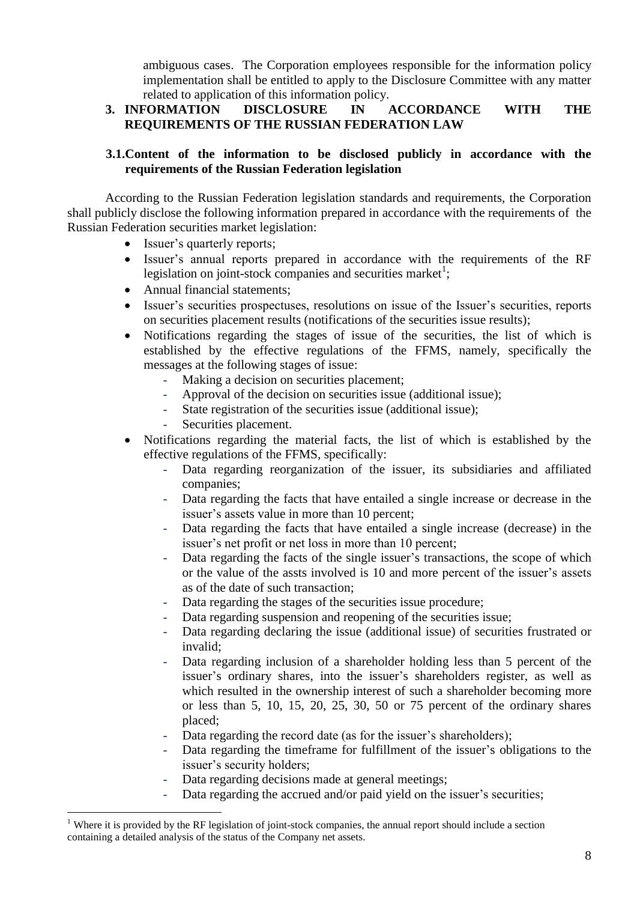ambiguous cases. The Corporation employees responsible for the information policy implementation shall be entitled to apply to the Disclosure Committee with any matter related to application of this information policy.

## 3. INFORMATION DISCLOSURE IN ACCORDANCE WITH THE REQUIREMENTS OF THE RUSSIAN FEDERATION LAW

### 3.1. Content of the information to be disclosed publicly in accordance with the requirements of the Russian Federation legislation

According to the Russian Federation legislation standards and requirements, the Corporation shall publicly disclose the following information prepared in accordance with the requirements of the Russian Federation securities market legislation:

- Issuer's quarterly reports;
- Issuer's annual reports prepared in accordance with the requirements of the RF legislation on joint-stock companies and securities market[1];
- Annual financial statements;
- Issuer's securities prospectuses, resolutions on issue of the Issuer's securities, reports on securities placement results (notifications of the securities issue results);
- Notifications regarding the stages of issue of the securities, the list of which is established by the effective regulations of the FFMS, namely, specifically the messages at the following stages of issue:
  - Making a decision on securities placement;
  - Approval of the decision on securities issue (additional issue);
  - State registration of the securities issue (additional issue);
  - Securities placement.
- Notifications regarding the material facts, the list of which is established by the effective regulations of the FFMS, specifically:
  - Data regarding reorganization of the issuer, its subsidiaries and affiliated companies;
  - Data regarding the facts that have entailed a single increase or decrease in the issuer's assets value in more than 10 percent;
  - Data regarding the facts that have entailed a single increase (decrease) in the issuer's net profit or net loss in more than 10 percent;
  - Data regarding the facts of the single issuer's transactions, the scope of which or the value of the assts involved is 10 and more percent of the issuer's assets as of the date of such transaction;
  - Data regarding the stages of the securities issue procedure;
  - Data regarding suspension and reopening of the securities issue;
  - Data regarding declaring the issue (additional issue) of securities frustrated or invalid;
  - Data regarding inclusion of a shareholder holding less than 5 percent of the issuer's ordinary shares, into the issuer's shareholders register, as well as which resulted in the ownership interest of such a shareholder becoming more or less than 5, 10, 15, 20, 25, 30, 50 or 75 percent of the ordinary shares placed;
  - Data regarding the record date (as for the issuer's shareholders);
  - Data regarding the timeframe for fulfillment of the issuer's obligations to the issuer's security holders;
  - Data regarding decisions made at general meetings;
  - Data regarding the accrued and/or paid yield on the issuer's securities;

[1] Where it is provided by the RF legislation of joint-stock companies, the annual report should include a section containing a detailed analysis of the status of the Company net assets.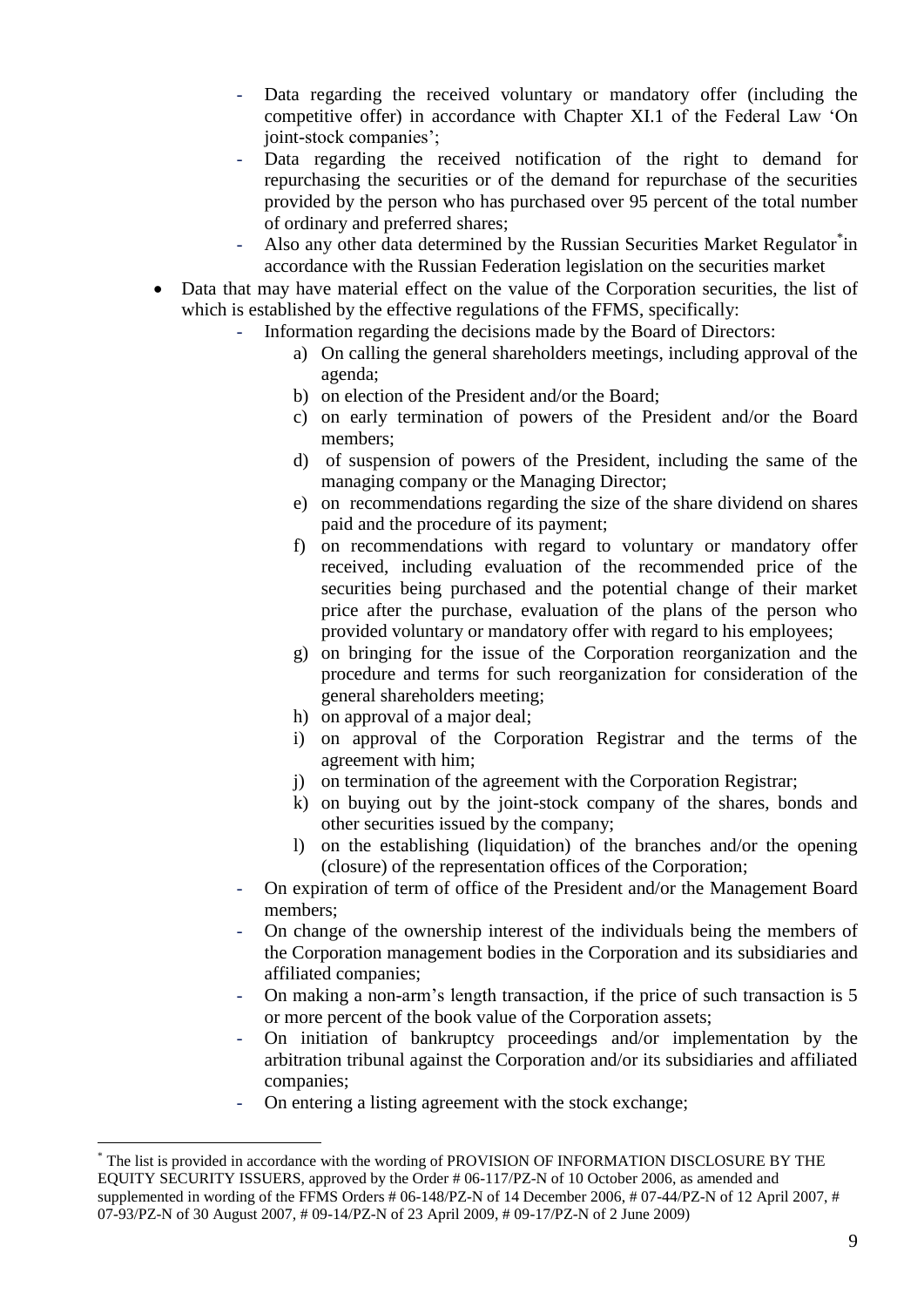- Data regarding the received voluntary or mandatory offer (including the competitive offer) in accordance with Chapter XI.1 of the Federal Law 'On joint-stock companies';
- Data regarding the received notification of the right to demand for repurchasing the securities or of the demand for repurchase of the securities provided by the person who has purchased over 95 percent of the total number of ordinary and preferred shares;
- Also any other data determined by the Russian Securities Market Regulator[*] in accordance with the Russian Federation legislation on the securities market

- Data that may have material effect on the value of the Corporation securities, the list of which is established by the effective regulations of the FFMS, specifically:
  - Information regarding the decisions made by the Board of Directors:
    a) On calling the general shareholders meetings, including approval of the agenda;
    b) on election of the President and/or the Board;
    c) on early termination of powers of the President and/or the Board members;
    d) of suspension of powers of the President, including the same of the managing company or the Managing Director;
    e) on recommendations regarding the size of the share dividend on shares paid and the procedure of its payment;
    f) on recommendations with regard to voluntary or mandatory offer received, including evaluation of the recommended price of the securities being purchased and the potential change of their market price after the purchase, evaluation of the plans of the person who provided voluntary or mandatory offer with regard to his employees;
    g) on bringing for the issue of the Corporation reorganization and the procedure and terms for such reorganization for consideration of the general shareholders meeting;
    h) on approval of a major deal;
    i) on approval of the Corporation Registrar and the terms of the agreement with him;
    j) on termination of the agreement with the Corporation Registrar;
    k) on buying out by the joint-stock company of the shares, bonds and other securities issued by the company;
    l) on the establishing (liquidation) of the branches and/or the opening (closure) of the representation offices of the Corporation;
  - On expiration of term of office of the President and/or the Management Board members;
  - On change of the ownership interest of the individuals being the members of the Corporation management bodies in the Corporation and its subsidiaries and affiliated companies;
  - On making a non-arm's length transaction, if the price of such transaction is 5 or more percent of the book value of the Corporation assets;
  - On initiation of bankruptcy proceedings and/or implementation by the arbitration tribunal against the Corporation and/or its subsidiaries and affiliated companies;
  - On entering a listing agreement with the stock exchange;

---

[*] The list is provided in accordance with the wording of PROVISION OF INFORMATION DISCLOSURE BY THE EQUITY SECURITY ISSUERS, approved by the Order # 06-117/PZ-N of 10 October 2006, as amended and supplemented in wording of the FFMS Orders # 06-148/PZ-N of 14 December 2006, # 07-44/PZ-N of 12 April 2007, # 07-93/PZ-N of 30 August 2007, # 09-14/PZ-N of 23 April 2009, # 09-17/PZ-N of 2 June 2009)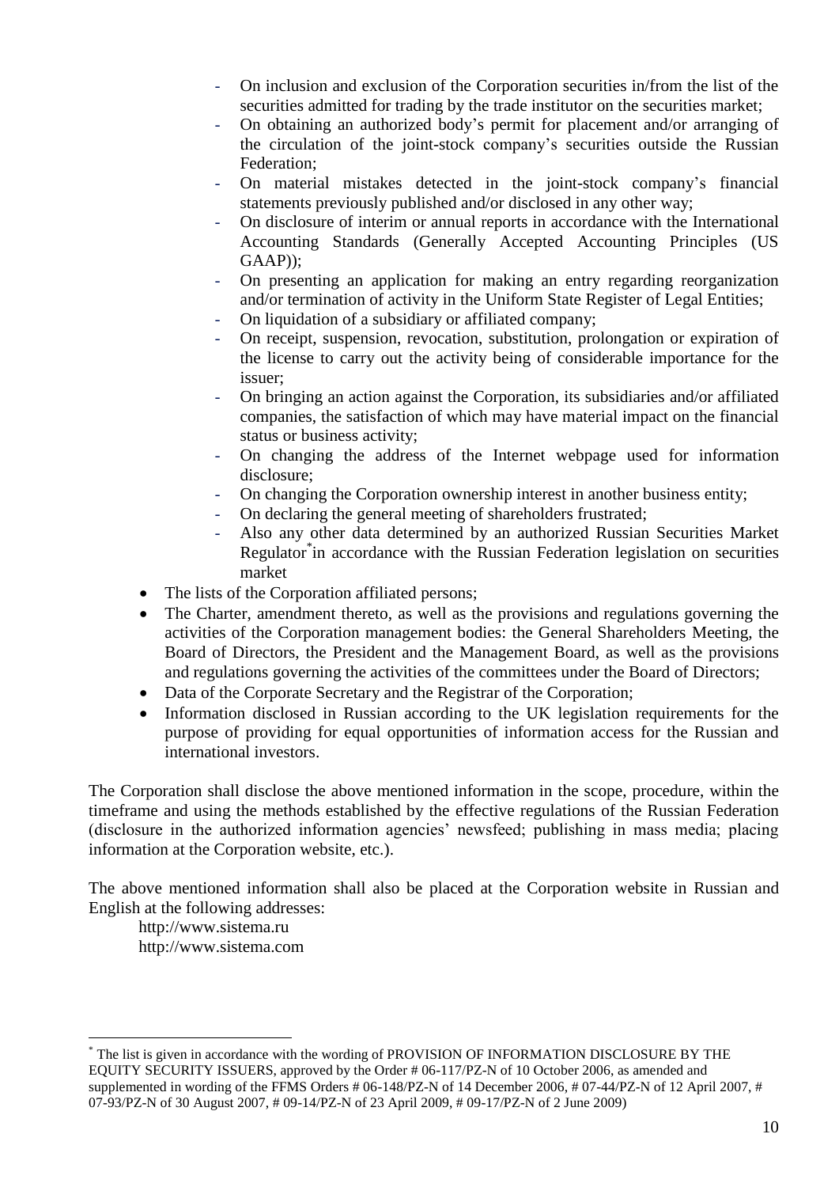- On inclusion and exclusion of the Corporation securities in/from the list of the securities admitted for trading by the trade institutor on the securities market;
  - On obtaining an authorized body's permit for placement and/or arranging of the circulation of the joint-stock company's securities outside the Russian Federation;
  - On material mistakes detected in the joint-stock company's financial statements previously published and/or disclosed in any other way;
  - On disclosure of interim or annual reports in accordance with the International Accounting Standards (Generally Accepted Accounting Principles (US GAAP));
  - On presenting an application for making an entry regarding reorganization and/or termination of activity in the Uniform State Register of Legal Entities;
  - On liquidation of a subsidiary or affiliated company;
  - On receipt, suspension, revocation, substitution, prolongation or expiration of the license to carry out the activity being of considerable importance for the issuer;
  - On bringing an action against the Corporation, its subsidiaries and/or affiliated companies, the satisfaction of which may have material impact on the financial status or business activity;
  - On changing the address of the Internet webpage used for information disclosure;
  - On changing the Corporation ownership interest in another business entity;
  - On declaring the general meeting of shareholders frustrated;
  - Also any other data determined by an authorized Russian Securities Market Regulator* in accordance with the Russian Federation legislation on securities market
- The lists of the Corporation affiliated persons;
- The Charter, amendment thereto, as well as the provisions and regulations governing the activities of the Corporation management bodies: the General Shareholders Meeting, the Board of Directors, the President and the Management Board, as well as the provisions and regulations governing the activities of the committees under the Board of Directors;
- Data of the Corporate Secretary and the Registrar of the Corporation;
- Information disclosed in Russian according to the UK legislation requirements for the purpose of providing for equal opportunities of information access for the Russian and international investors.

The Corporation shall disclose the above mentioned information in the scope, procedure, within the timeframe and using the methods established by the effective regulations of the Russian Federation (disclosure in the authorized information agencies' newsfeed; publishing in mass media; placing information at the Corporation website, etc.).

The above mentioned information shall also be placed at the Corporation website in Russian and English at the following addresses:

http://www.sistema.ru
http://www.sistema.com

---

* The list is given in accordance with the wording of PROVISION OF INFORMATION DISCLOSURE BY THE EQUITY SECURITY ISSUERS, approved by the Order # 06-117/PZ-N of 10 October 2006, as amended and supplemented in wording of the FFMS Orders # 06-148/PZ-N of 14 December 2006, # 07-44/PZ-N of 12 April 2007, # 07-93/PZ-N of 30 August 2007, # 09-14/PZ-N of 23 April 2009, # 09-17/PZ-N of 2 June 2009)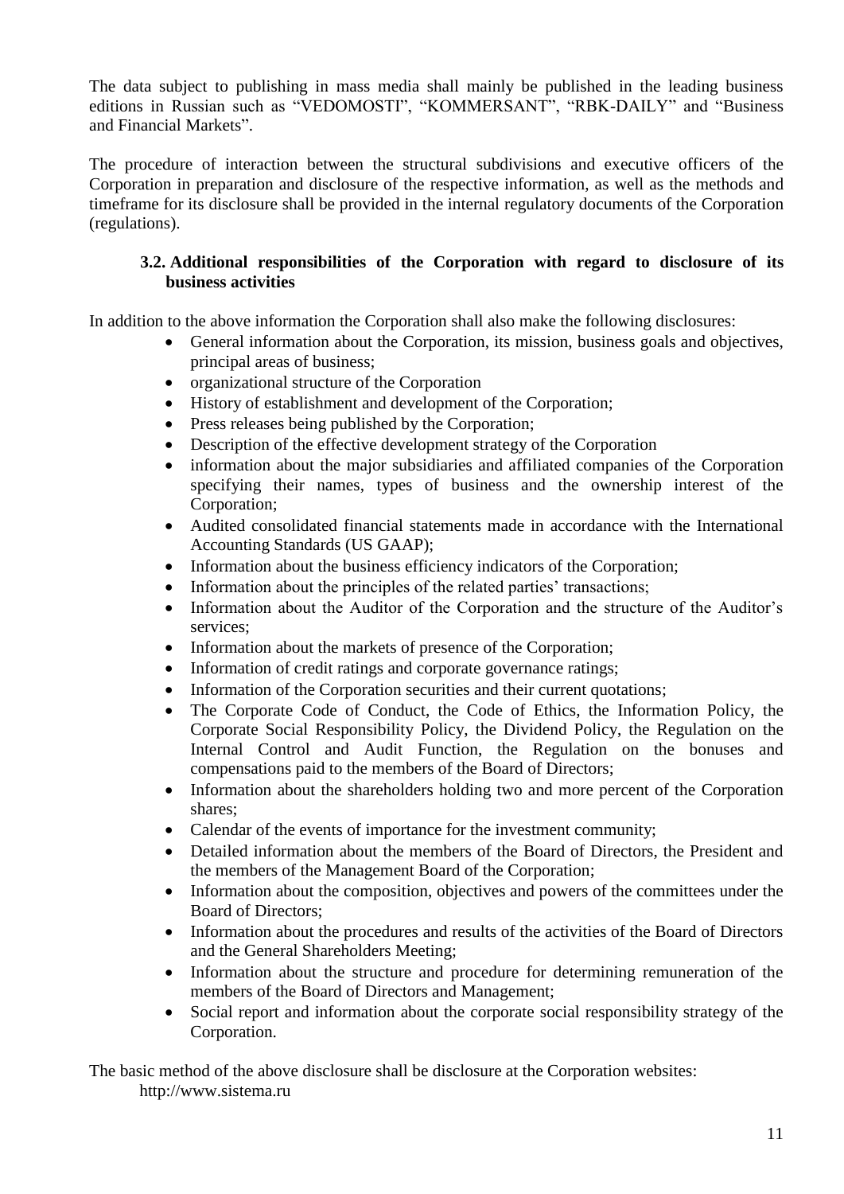The data subject to publishing in mass media shall mainly be published in the leading business editions in Russian such as "VEDOMOSTI", "KOMMERSANT", "RBK-DAILY" and "Business and Financial Markets".

The procedure of interaction between the structural subdivisions and executive officers of the Corporation in preparation and disclosure of the respective information, as well as the methods and timeframe for its disclosure shall be provided in the internal regulatory documents of the Corporation (regulations).

### 3.2. Additional responsibilities of the Corporation with regard to disclosure of its business activities

In addition to the above information the Corporation shall also make the following disclosures:

- General information about the Corporation, its mission, business goals and objectives, principal areas of business;
- organizational structure of the Corporation
- History of establishment and development of the Corporation;
- Press releases being published by the Corporation;
- Description of the effective development strategy of the Corporation
- information about the major subsidiaries and affiliated companies of the Corporation specifying their names, types of business and the ownership interest of the Corporation;
- Audited consolidated financial statements made in accordance with the International Accounting Standards (US GAAP);
- Information about the business efficiency indicators of the Corporation;
- Information about the principles of the related parties' transactions;
- Information about the Auditor of the Corporation and the structure of the Auditor's services;
- Information about the markets of presence of the Corporation;
- Information of credit ratings and corporate governance ratings;
- Information of the Corporation securities and their current quotations;
- The Corporate Code of Conduct, the Code of Ethics, the Information Policy, the Corporate Social Responsibility Policy, the Dividend Policy, the Regulation on the Internal Control and Audit Function, the Regulation on the bonuses and compensations paid to the members of the Board of Directors;
- Information about the shareholders holding two and more percent of the Corporation shares;
- Calendar of the events of importance for the investment community;
- Detailed information about the members of the Board of Directors, the President and the members of the Management Board of the Corporation;
- Information about the composition, objectives and powers of the committees under the Board of Directors;
- Information about the procedures and results of the activities of the Board of Directors and the General Shareholders Meeting;
- Information about the structure and procedure for determining remuneration of the members of the Board of Directors and Management;
- Social report and information about the corporate social responsibility strategy of the Corporation.

The basic method of the above disclosure shall be disclosure at the Corporation websites:

http://www.sistema.ru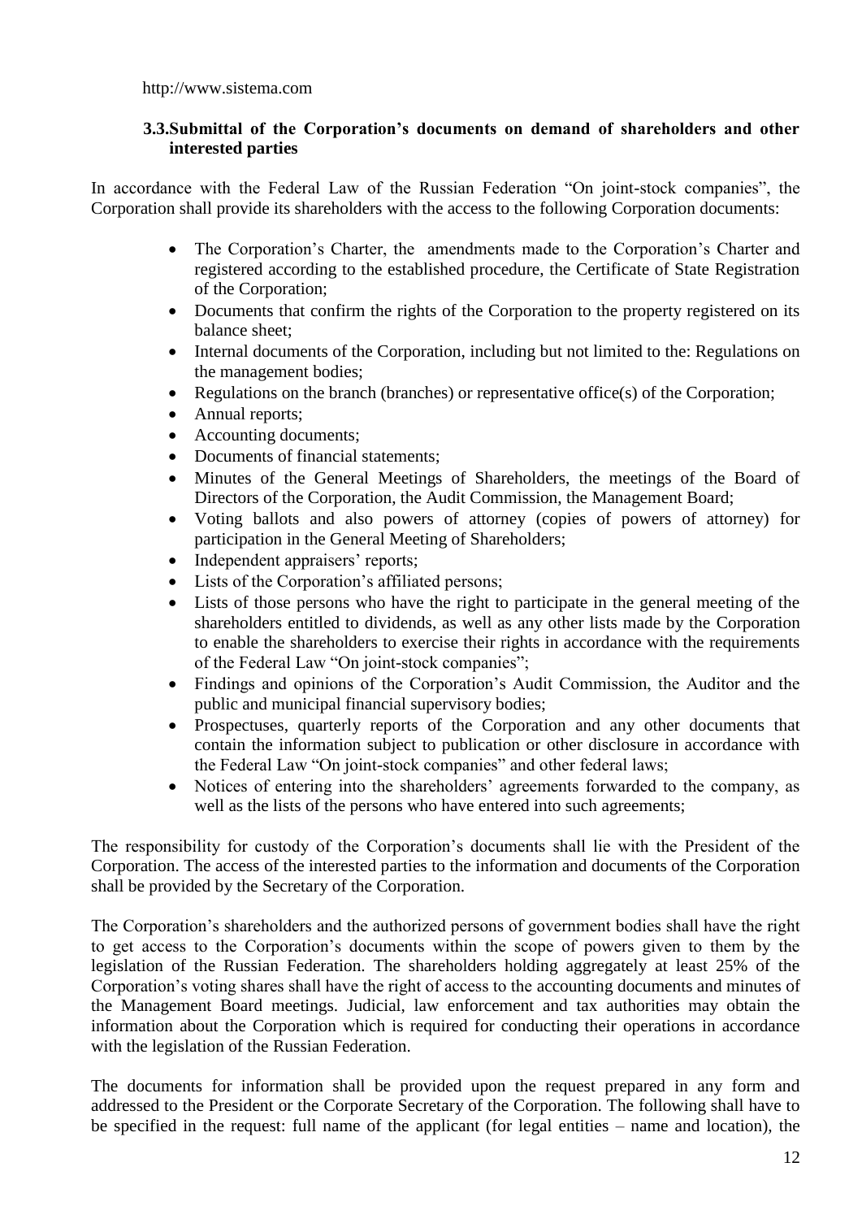http://www.sistema.com

### 3.3. Submittal of the Corporation's documents on demand of shareholders and other interested parties

In accordance with the Federal Law of the Russian Federation "On joint-stock companies", the Corporation shall provide its shareholders with the access to the following Corporation documents:

- The Corporation's Charter, the amendments made to the Corporation's Charter and registered according to the established procedure, the Certificate of State Registration of the Corporation;
- Documents that confirm the rights of the Corporation to the property registered on its balance sheet;
- Internal documents of the Corporation, including but not limited to the: Regulations on the management bodies;
- Regulations on the branch (branches) or representative office(s) of the Corporation;
- Annual reports;
- Accounting documents;
- Documents of financial statements;
- Minutes of the General Meetings of Shareholders, the meetings of the Board of Directors of the Corporation, the Audit Commission, the Management Board;
- Voting ballots and also powers of attorney (copies of powers of attorney) for participation in the General Meeting of Shareholders;
- Independent appraisers' reports;
- Lists of the Corporation's affiliated persons;
- Lists of those persons who have the right to participate in the general meeting of the shareholders entitled to dividends, as well as any other lists made by the Corporation to enable the shareholders to exercise their rights in accordance with the requirements of the Federal Law "On joint-stock companies";
- Findings and opinions of the Corporation's Audit Commission, the Auditor and the public and municipal financial supervisory bodies;
- Prospectuses, quarterly reports of the Corporation and any other documents that contain the information subject to publication or other disclosure in accordance with the Federal Law "On joint-stock companies" and other federal laws;
- Notices of entering into the shareholders' agreements forwarded to the company, as well as the lists of the persons who have entered into such agreements;

The responsibility for custody of the Corporation's documents shall lie with the President of the Corporation. The access of the interested parties to the information and documents of the Corporation shall be provided by the Secretary of the Corporation.

The Corporation's shareholders and the authorized persons of government bodies shall have the right to get access to the Corporation's documents within the scope of powers given to them by the legislation of the Russian Federation. The shareholders holding aggregately at least 25% of the Corporation's voting shares shall have the right of access to the accounting documents and minutes of the Management Board meetings. Judicial, law enforcement and tax authorities may obtain the information about the Corporation which is required for conducting their operations in accordance with the legislation of the Russian Federation.

The documents for information shall be provided upon the request prepared in any form and addressed to the President or the Corporate Secretary of the Corporation. The following shall have to be specified in the request: full name of the applicant (for legal entities – name and location), the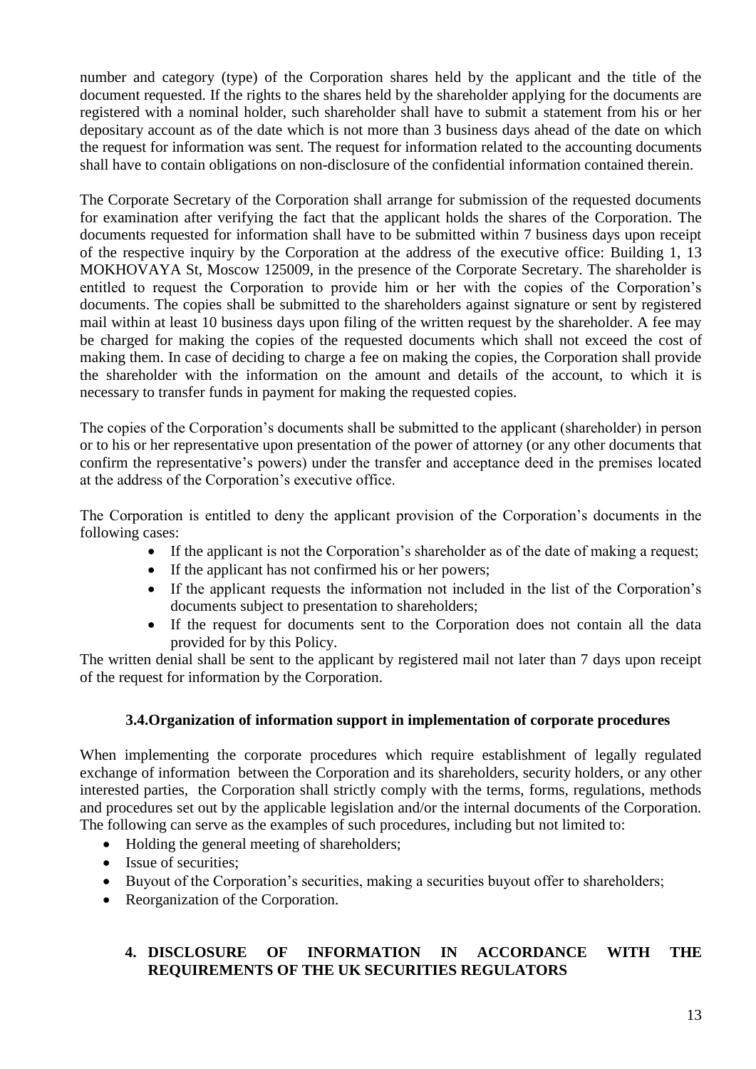number and category (type) of the Corporation shares held by the applicant and the title of the document requested. If the rights to the shares held by the shareholder applying for the documents are registered with a nominal holder, such shareholder shall have to submit a statement from his or her depositary account as of the date which is not more than 3 business days ahead of the date on which the request for information was sent. The request for information related to the accounting documents shall have to contain obligations on non-disclosure of the confidential information contained therein.

The Corporate Secretary of the Corporation shall arrange for submission of the requested documents for examination after verifying the fact that the applicant holds the shares of the Corporation. The documents requested for information shall have to be submitted within 7 business days upon receipt of the respective inquiry by the Corporation at the address of the executive office: Building 1, 13 MOKHOVAYA St, Moscow 125009, in the presence of the Corporate Secretary. The shareholder is entitled to request the Corporation to provide him or her with the copies of the Corporation's documents. The copies shall be submitted to the shareholders against signature or sent by registered mail within at least 10 business days upon filing of the written request by the shareholder. A fee may be charged for making the copies of the requested documents which shall not exceed the cost of making them. In case of deciding to charge a fee on making the copies, the Corporation shall provide the shareholder with the information on the amount and details of the account, to which it is necessary to transfer funds in payment for making the requested copies.

The copies of the Corporation's documents shall be submitted to the applicant (shareholder) in person or to his or her representative upon presentation of the power of attorney (or any other documents that confirm the representative's powers) under the transfer and acceptance deed in the premises located at the address of the Corporation's executive office.

The Corporation is entitled to deny the applicant provision of the Corporation's documents in the following cases:

- If the applicant is not the Corporation's shareholder as of the date of making a request;
- If the applicant has not confirmed his or her powers;
- If the applicant requests the information not included in the list of the Corporation's documents subject to presentation to shareholders;
- If the request for documents sent to the Corporation does not contain all the data provided for by this Policy.

The written denial shall be sent to the applicant by registered mail not later than 7 days upon receipt of the request for information by the Corporation.

### 3.4. Organization of information support in implementation of corporate procedures

When implementing the corporate procedures which require establishment of legally regulated exchange of information between the Corporation and its shareholders, security holders, or any other interested parties, the Corporation shall strictly comply with the terms, forms, regulations, methods and procedures set out by the applicable legislation and/or the internal documents of the Corporation. The following can serve as the examples of such procedures, including but not limited to:

- Holding the general meeting of shareholders;
- Issue of securities;
- Buyout of the Corporation's securities, making a securities buyout offer to shareholders;
- Reorganization of the Corporation.

## 4. DISCLOSURE OF INFORMATION IN ACCORDANCE WITH THE REQUIREMENTS OF THE UK SECURITIES REGULATORS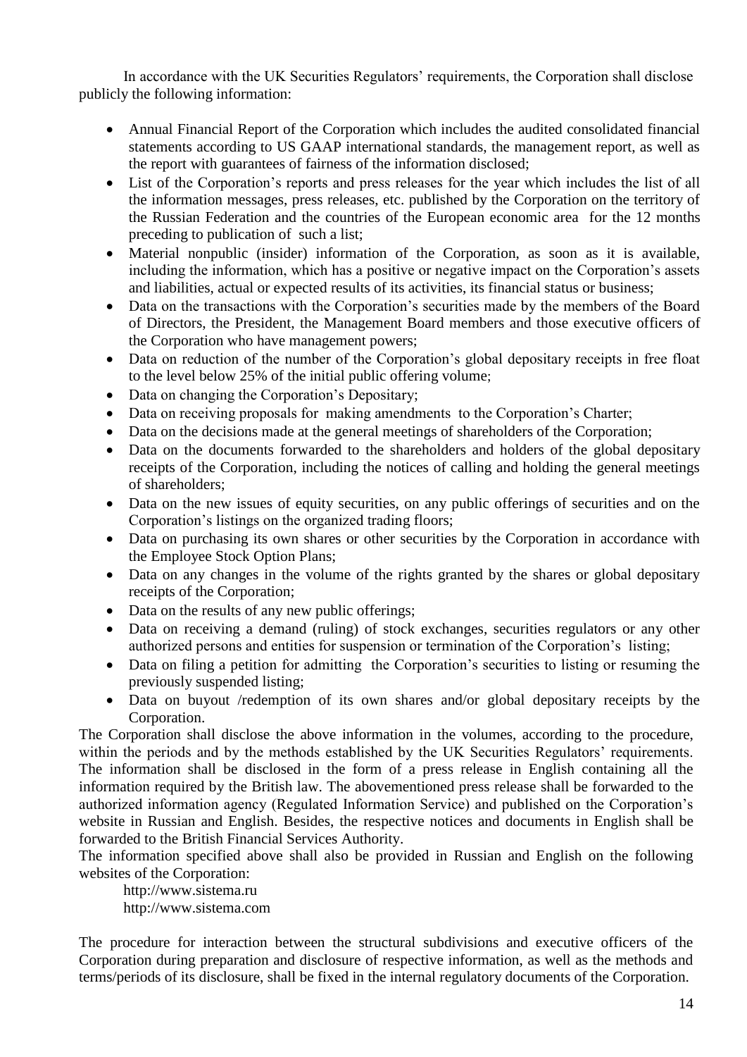In accordance with the UK Securities Regulators' requirements, the Corporation shall disclose publicly the following information:

- Annual Financial Report of the Corporation which includes the audited consolidated financial statements according to US GAAP international standards, the management report, as well as the report with guarantees of fairness of the information disclosed;
- List of the Corporation's reports and press releases for the year which includes the list of all the information messages, press releases, etc. published by the Corporation on the territory of the Russian Federation and the countries of the European economic area for the 12 months preceding to publication of such a list;
- Material nonpublic (insider) information of the Corporation, as soon as it is available, including the information, which has a positive or negative impact on the Corporation's assets and liabilities, actual or expected results of its activities, its financial status or business;
- Data on the transactions with the Corporation's securities made by the members of the Board of Directors, the President, the Management Board members and those executive officers of the Corporation who have management powers;
- Data on reduction of the number of the Corporation's global depositary receipts in free float to the level below 25% of the initial public offering volume;
- Data on changing the Corporation's Depositary;
- Data on receiving proposals for making amendments to the Corporation's Charter;
- Data on the decisions made at the general meetings of shareholders of the Corporation;
- Data on the documents forwarded to the shareholders and holders of the global depositary receipts of the Corporation, including the notices of calling and holding the general meetings of shareholders;
- Data on the new issues of equity securities, on any public offerings of securities and on the Corporation's listings on the organized trading floors;
- Data on purchasing its own shares or other securities by the Corporation in accordance with the Employee Stock Option Plans;
- Data on any changes in the volume of the rights granted by the shares or global depositary receipts of the Corporation;
- Data on the results of any new public offerings;
- Data on receiving a demand (ruling) of stock exchanges, securities regulators or any other authorized persons and entities for suspension or termination of the Corporation's listing;
- Data on filing a petition for admitting the Corporation's securities to listing or resuming the previously suspended listing;
- Data on buyout /redemption of its own shares and/or global depositary receipts by the Corporation.

The Corporation shall disclose the above information in the volumes, according to the procedure, within the periods and by the methods established by the UK Securities Regulators' requirements. The information shall be disclosed in the form of a press release in English containing all the information required by the British law. The abovementioned press release shall be forwarded to the authorized information agency (Regulated Information Service) and published on the Corporation's website in Russian and English. Besides, the respective notices and documents in English shall be forwarded to the British Financial Services Authority.

The information specified above shall also be provided in Russian and English on the following websites of the Corporation:

http://www.sistema.ru
http://www.sistema.com

The procedure for interaction between the structural subdivisions and executive officers of the Corporation during preparation and disclosure of respective information, as well as the methods and terms/periods of its disclosure, shall be fixed in the internal regulatory documents of the Corporation.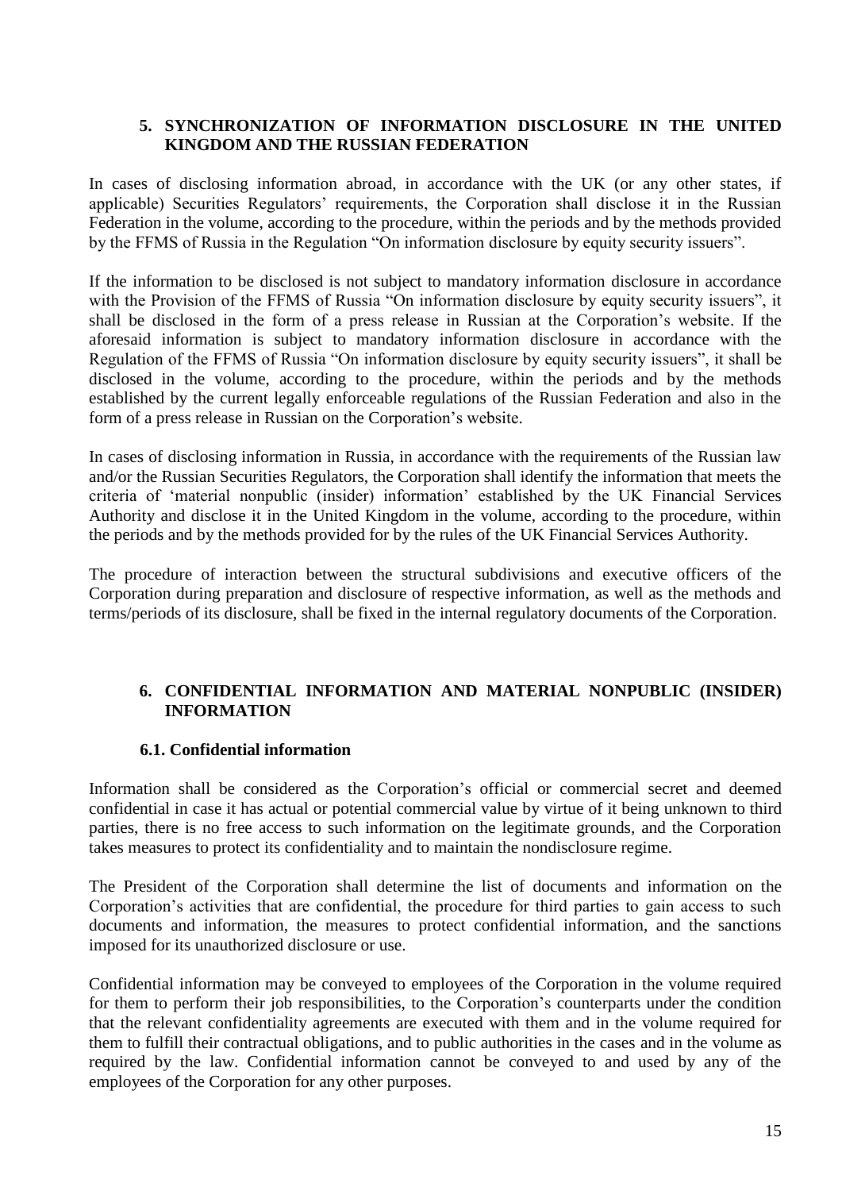## 5. SYNCHRONIZATION OF INFORMATION DISCLOSURE IN THE UNITED KINGDOM AND THE RUSSIAN FEDERATION

In cases of disclosing information abroad, in accordance with the UK (or any other states, if applicable) Securities Regulators' requirements, the Corporation shall disclose it in the Russian Federation in the volume, according to the procedure, within the periods and by the methods provided by the FFMS of Russia in the Regulation "On information disclosure by equity security issuers".

If the information to be disclosed is not subject to mandatory information disclosure in accordance with the Provision of the FFMS of Russia "On information disclosure by equity security issuers", it shall be disclosed in the form of a press release in Russian at the Corporation's website. If the aforesaid information is subject to mandatory information disclosure in accordance with the Regulation of the FFMS of Russia "On information disclosure by equity security issuers", it shall be disclosed in the volume, according to the procedure, within the periods and by the methods established by the current legally enforceable regulations of the Russian Federation and also in the form of a press release in Russian on the Corporation's website.

In cases of disclosing information in Russia, in accordance with the requirements of the Russian law and/or the Russian Securities Regulators, the Corporation shall identify the information that meets the criteria of 'material nonpublic (insider) information' established by the UK Financial Services Authority and disclose it in the United Kingdom in the volume, according to the procedure, within the periods and by the methods provided for by the rules of the UK Financial Services Authority.

The procedure of interaction between the structural subdivisions and executive officers of the Corporation during preparation and disclosure of respective information, as well as the methods and terms/periods of its disclosure, shall be fixed in the internal regulatory documents of the Corporation.

## 6. CONFIDENTIAL INFORMATION AND MATERIAL NONPUBLIC (INSIDER) INFORMATION

### 6.1. Confidential information

Information shall be considered as the Corporation's official or commercial secret and deemed confidential in case it has actual or potential commercial value by virtue of it being unknown to third parties, there is no free access to such information on the legitimate grounds, and the Corporation takes measures to protect its confidentiality and to maintain the nondisclosure regime.

The President of the Corporation shall determine the list of documents and information on the Corporation's activities that are confidential, the procedure for third parties to gain access to such documents and information, the measures to protect confidential information, and the sanctions imposed for its unauthorized disclosure or use.

Confidential information may be conveyed to employees of the Corporation in the volume required for them to perform their job responsibilities, to the Corporation's counterparts under the condition that the relevant confidentiality agreements are executed with them and in the volume required for them to fulfill their contractual obligations, and to public authorities in the cases and in the volume as required by the law. Confidential information cannot be conveyed to and used by any of the employees of the Corporation for any other purposes.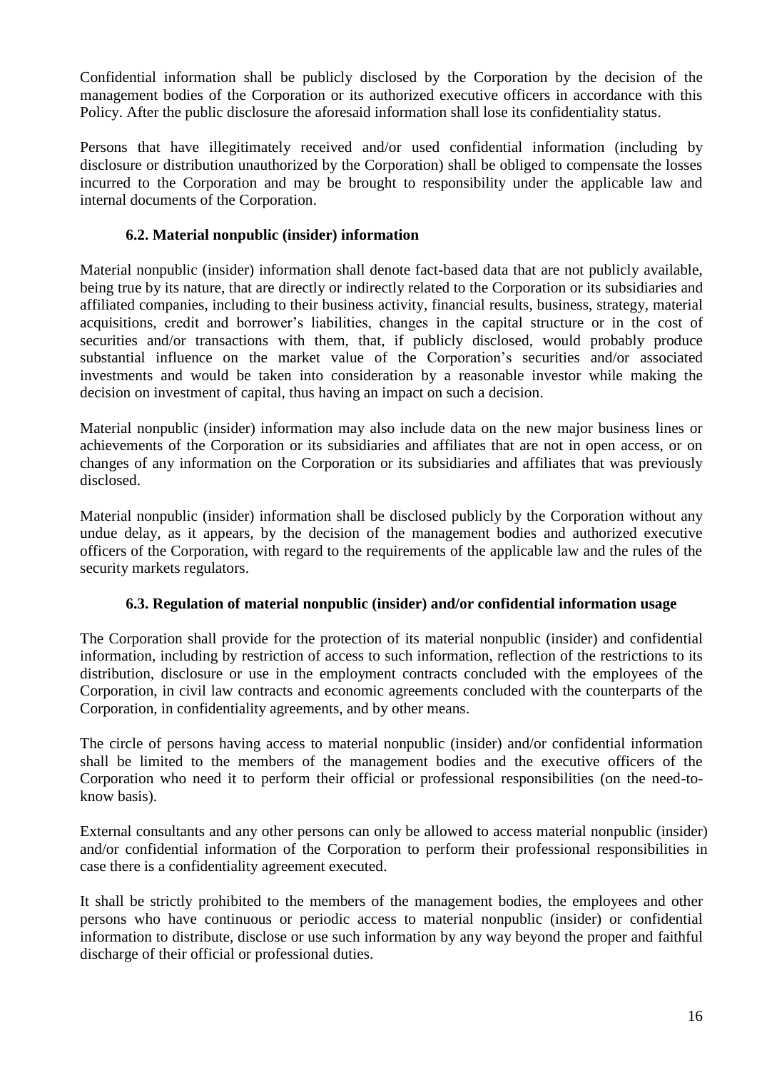Confidential information shall be publicly disclosed by the Corporation by the decision of the management bodies of the Corporation or its authorized executive officers in accordance with this Policy. After the public disclosure the aforesaid information shall lose its confidentiality status.

Persons that have illegitimately received and/or used confidential information (including by disclosure or distribution unauthorized by the Corporation) shall be obliged to compensate the losses incurred to the Corporation and may be brought to responsibility under the applicable law and internal documents of the Corporation.

### 6.2. Material nonpublic (insider) information

Material nonpublic (insider) information shall denote fact-based data that are not publicly available, being true by its nature, that are directly or indirectly related to the Corporation or its subsidiaries and affiliated companies, including to their business activity, financial results, business, strategy, material acquisitions, credit and borrower's liabilities, changes in the capital structure or in the cost of securities and/or transactions with them, that, if publicly disclosed, would probably produce substantial influence on the market value of the Corporation's securities and/or associated investments and would be taken into consideration by a reasonable investor while making the decision on investment of capital, thus having an impact on such a decision.

Material nonpublic (insider) information may also include data on the new major business lines or achievements of the Corporation or its subsidiaries and affiliates that are not in open access, or on changes of any information on the Corporation or its subsidiaries and affiliates that was previously disclosed.

Material nonpublic (insider) information shall be disclosed publicly by the Corporation without any undue delay, as it appears, by the decision of the management bodies and authorized executive officers of the Corporation, with regard to the requirements of the applicable law and the rules of the security markets regulators.

### 6.3. Regulation of material nonpublic (insider) and/or confidential information usage

The Corporation shall provide for the protection of its material nonpublic (insider) and confidential information, including by restriction of access to such information, reflection of the restrictions to its distribution, disclosure or use in the employment contracts concluded with the employees of the Corporation, in civil law contracts and economic agreements concluded with the counterparts of the Corporation, in confidentiality agreements, and by other means.

The circle of persons having access to material nonpublic (insider) and/or confidential information shall be limited to the members of the management bodies and the executive officers of the Corporation who need it to perform their official or professional responsibilities (on the need-to-know basis).

External consultants and any other persons can only be allowed to access material nonpublic (insider) and/or confidential information of the Corporation to perform their professional responsibilities in case there is a confidentiality agreement executed.

It shall be strictly prohibited to the members of the management bodies, the employees and other persons who have continuous or periodic access to material nonpublic (insider) or confidential information to distribute, disclose or use such information by any way beyond the proper and faithful discharge of their official or professional duties.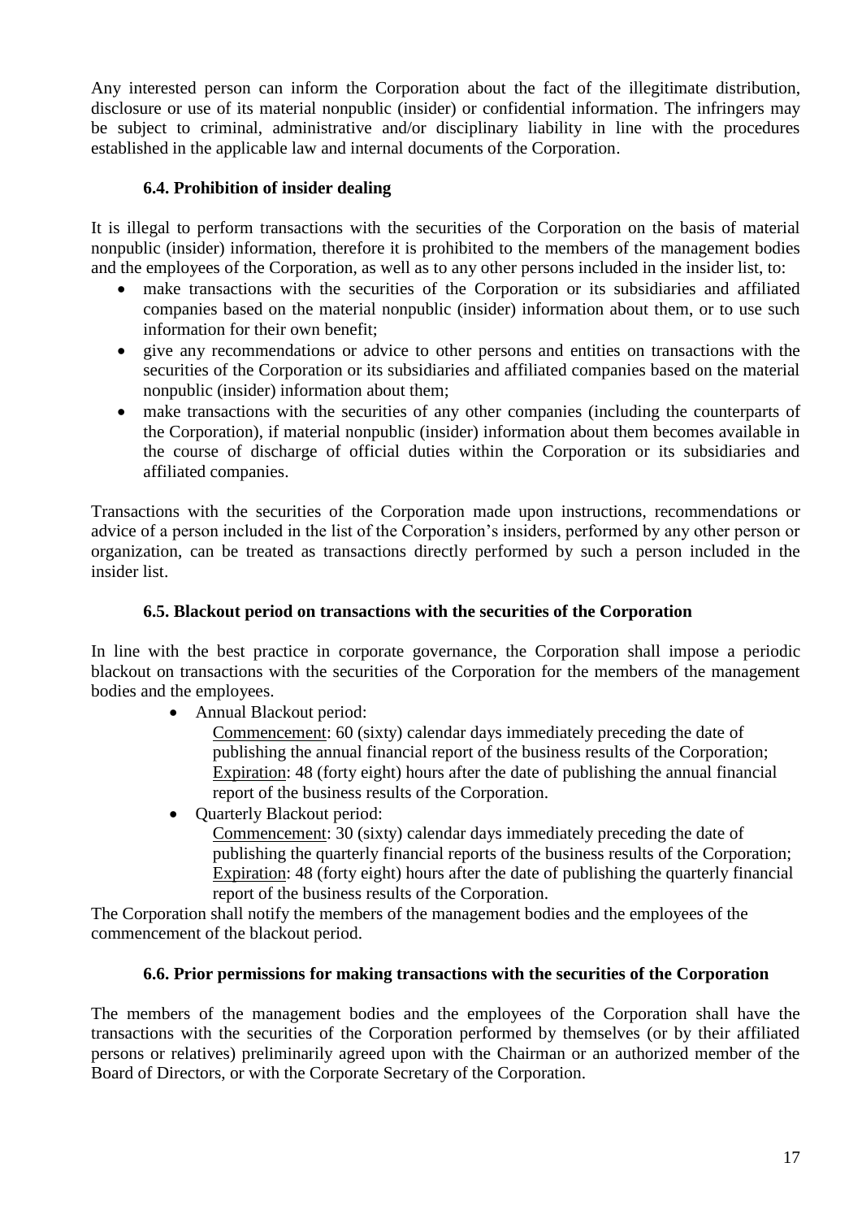Any interested person can inform the Corporation about the fact of the illegitimate distribution, disclosure or use of its material nonpublic (insider) or confidential information. The infringers may be subject to criminal, administrative and/or disciplinary liability in line with the procedures established in the applicable law and internal documents of the Corporation.

### 6.4. Prohibition of insider dealing

It is illegal to perform transactions with the securities of the Corporation on the basis of material nonpublic (insider) information, therefore it is prohibited to the members of the management bodies and the employees of the Corporation, as well as to any other persons included in the insider list, to:

- make transactions with the securities of the Corporation or its subsidiaries and affiliated companies based on the material nonpublic (insider) information about them, or to use such information for their own benefit;
- give any recommendations or advice to other persons and entities on transactions with the securities of the Corporation or its subsidiaries and affiliated companies based on the material nonpublic (insider) information about them;
- make transactions with the securities of any other companies (including the counterparts of the Corporation), if material nonpublic (insider) information about them becomes available in the course of discharge of official duties within the Corporation or its subsidiaries and affiliated companies.

Transactions with the securities of the Corporation made upon instructions, recommendations or advice of a person included in the list of the Corporation's insiders, performed by any other person or organization, can be treated as transactions directly performed by such a person included in the insider list.

### 6.5. Blackout period on transactions with the securities of the Corporation

In line with the best practice in corporate governance, the Corporation shall impose a periodic blackout on transactions with the securities of the Corporation for the members of the management bodies and the employees.

- Annual Blackout period:
  Commencement: 60 (sixty) calendar days immediately preceding the date of publishing the annual financial report of the business results of the Corporation;
  Expiration: 48 (forty eight) hours after the date of publishing the annual financial report of the business results of the Corporation.
- Quarterly Blackout period:
  Commencement: 30 (sixty) calendar days immediately preceding the date of publishing the quarterly financial reports of the business results of the Corporation;
  Expiration: 48 (forty eight) hours after the date of publishing the quarterly financial report of the business results of the Corporation.

The Corporation shall notify the members of the management bodies and the employees of the commencement of the blackout period.

### 6.6. Prior permissions for making transactions with the securities of the Corporation

The members of the management bodies and the employees of the Corporation shall have the transactions with the securities of the Corporation performed by themselves (or by their affiliated persons or relatives) preliminarily agreed upon with the Chairman or an authorized member of the Board of Directors, or with the Corporate Secretary of the Corporation.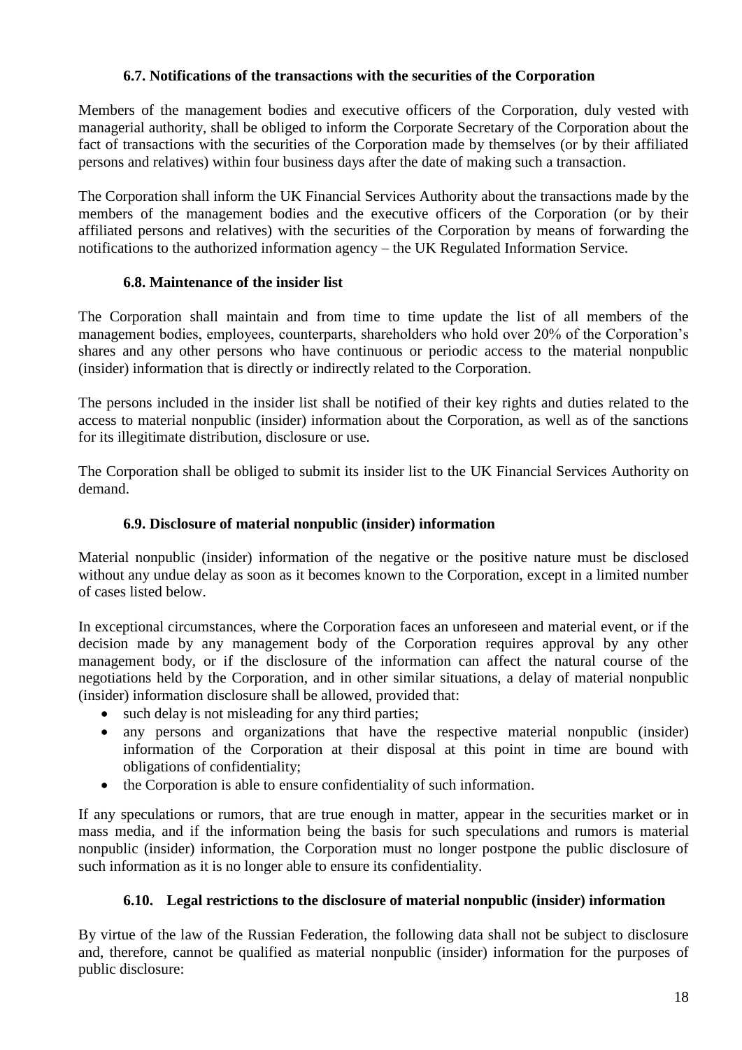### 6.7. Notifications of the transactions with the securities of the Corporation

Members of the management bodies and executive officers of the Corporation, duly vested with managerial authority, shall be obliged to inform the Corporate Secretary of the Corporation about the fact of transactions with the securities of the Corporation made by themselves (or by their affiliated persons and relatives) within four business days after the date of making such a transaction.

The Corporation shall inform the UK Financial Services Authority about the transactions made by the members of the management bodies and the executive officers of the Corporation (or by their affiliated persons and relatives) with the securities of the Corporation by means of forwarding the notifications to the authorized information agency – the UK Regulated Information Service.

### 6.8. Maintenance of the insider list

The Corporation shall maintain and from time to time update the list of all members of the management bodies, employees, counterparts, shareholders who hold over 20% of the Corporation's shares and any other persons who have continuous or periodic access to the material nonpublic (insider) information that is directly or indirectly related to the Corporation.

The persons included in the insider list shall be notified of their key rights and duties related to the access to material nonpublic (insider) information about the Corporation, as well as of the sanctions for its illegitimate distribution, disclosure or use.

The Corporation shall be obliged to submit its insider list to the UK Financial Services Authority on demand.

### 6.9. Disclosure of material nonpublic (insider) information

Material nonpublic (insider) information of the negative or the positive nature must be disclosed without any undue delay as soon as it becomes known to the Corporation, except in a limited number of cases listed below.

In exceptional circumstances, where the Corporation faces an unforeseen and material event, or if the decision made by any management body of the Corporation requires approval by any other management body, or if the disclosure of the information can affect the natural course of the negotiations held by the Corporation, and in other similar situations, a delay of material nonpublic (insider) information disclosure shall be allowed, provided that:

- such delay is not misleading for any third parties;
- any persons and organizations that have the respective material nonpublic (insider) information of the Corporation at their disposal at this point in time are bound with obligations of confidentiality;
- the Corporation is able to ensure confidentiality of such information.

If any speculations or rumors, that are true enough in matter, appear in the securities market or in mass media, and if the information being the basis for such speculations and rumors is material nonpublic (insider) information, the Corporation must no longer postpone the public disclosure of such information as it is no longer able to ensure its confidentiality.

### 6.10. Legal restrictions to the disclosure of material nonpublic (insider) information

By virtue of the law of the Russian Federation, the following data shall not be subject to disclosure and, therefore, cannot be qualified as material nonpublic (insider) information for the purposes of public disclosure: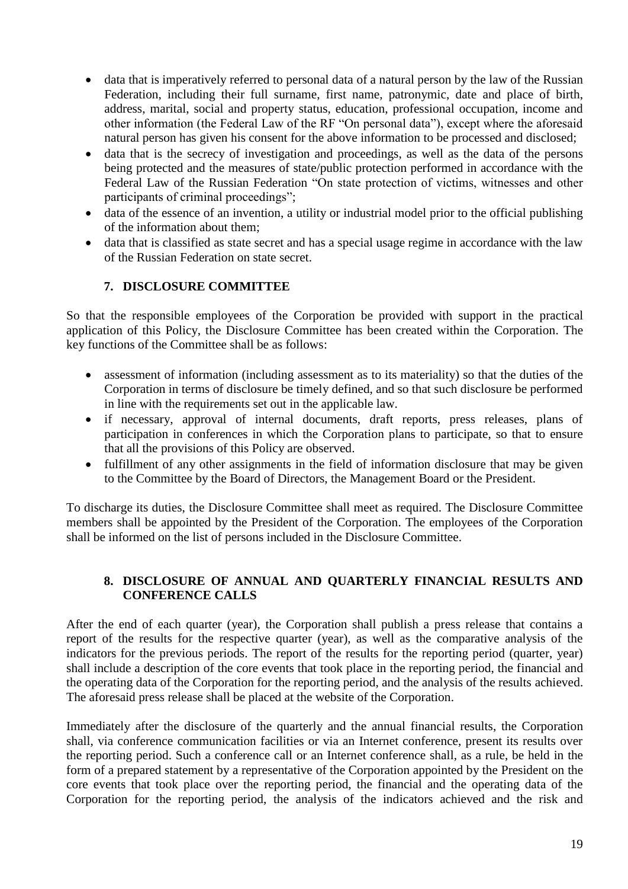- data that is imperatively referred to personal data of a natural person by the law of the Russian Federation, including their full surname, first name, patronymic, date and place of birth, address, marital, social and property status, education, professional occupation, income and other information (the Federal Law of the RF "On personal data"), except where the aforesaid natural person has given his consent for the above information to be processed and disclosed;
- data that is the secrecy of investigation and proceedings, as well as the data of the persons being protected and the measures of state/public protection performed in accordance with the Federal Law of the Russian Federation "On state protection of victims, witnesses and other participants of criminal proceedings";
- data of the essence of an invention, a utility or industrial model prior to the official publishing of the information about them;
- data that is classified as state secret and has a special usage regime in accordance with the law of the Russian Federation on state secret.

## 7. DISCLOSURE COMMITTEE

So that the responsible employees of the Corporation be provided with support in the practical application of this Policy, the Disclosure Committee has been created within the Corporation. The key functions of the Committee shall be as follows:

- assessment of information (including assessment as to its materiality) so that the duties of the Corporation in terms of disclosure be timely defined, and so that such disclosure be performed in line with the requirements set out in the applicable law.
- if necessary, approval of internal documents, draft reports, press releases, plans of participation in conferences in which the Corporation plans to participate, so that to ensure that all the provisions of this Policy are observed.
- fulfillment of any other assignments in the field of information disclosure that may be given to the Committee by the Board of Directors, the Management Board or the President.

To discharge its duties, the Disclosure Committee shall meet as required. The Disclosure Committee members shall be appointed by the President of the Corporation. The employees of the Corporation shall be informed on the list of persons included in the Disclosure Committee.

## 8. DISCLOSURE OF ANNUAL AND QUARTERLY FINANCIAL RESULTS AND CONFERENCE CALLS

After the end of each quarter (year), the Corporation shall publish a press release that contains a report of the results for the respective quarter (year), as well as the comparative analysis of the indicators for the previous periods. The report of the results for the reporting period (quarter, year) shall include a description of the core events that took place in the reporting period, the financial and the operating data of the Corporation for the reporting period, and the analysis of the results achieved. The aforesaid press release shall be placed at the website of the Corporation.

Immediately after the disclosure of the quarterly and the annual financial results, the Corporation shall, via conference communication facilities or via an Internet conference, present its results over the reporting period. Such a conference call or an Internet conference shall, as a rule, be held in the form of a prepared statement by a representative of the Corporation appointed by the President on the core events that took place over the reporting period, the financial and the operating data of the Corporation for the reporting period, the analysis of the indicators achieved and the risk and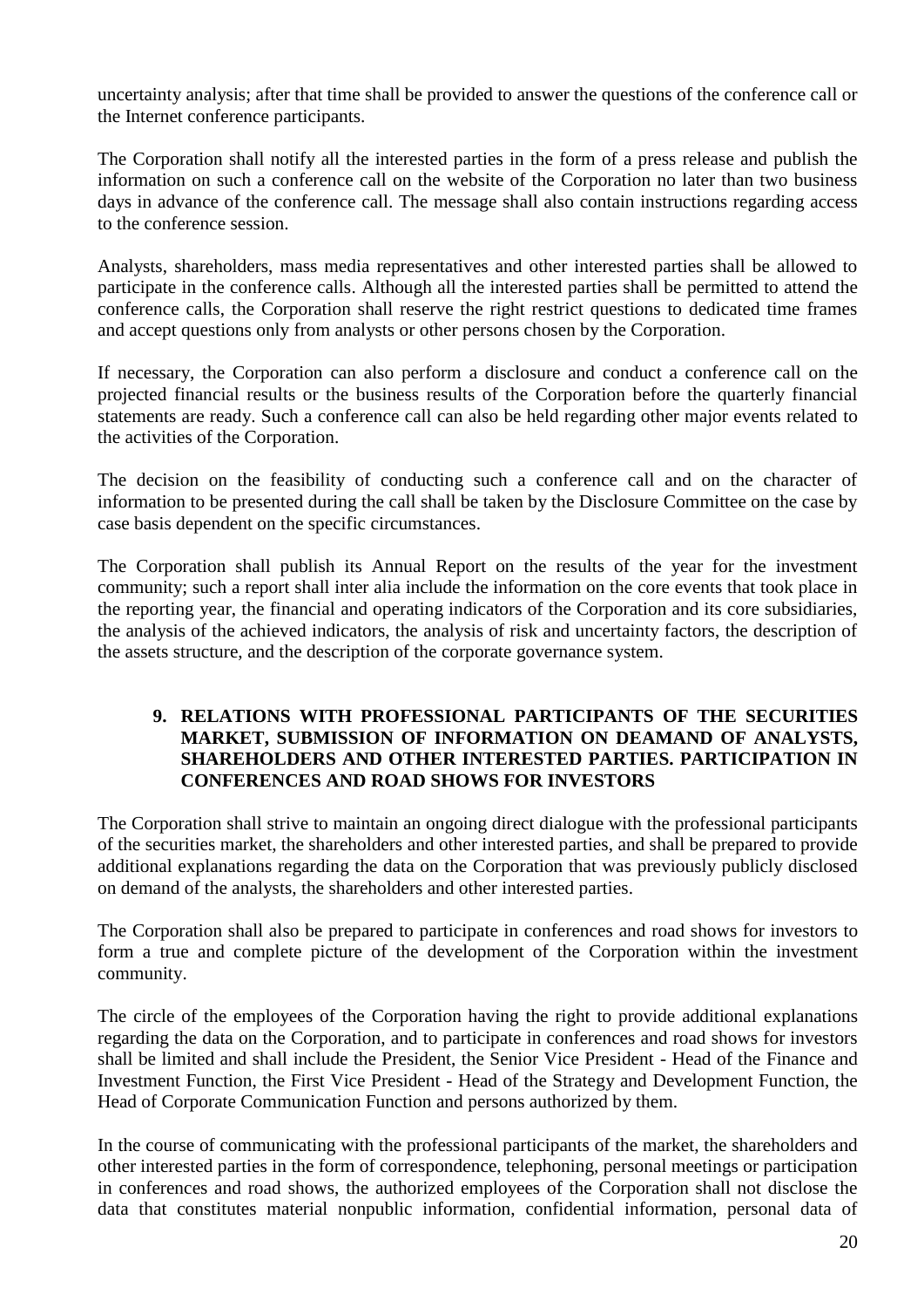uncertainty analysis; after that time shall be provided to answer the questions of the conference call or the Internet conference participants.

The Corporation shall notify all the interested parties in the form of a press release and publish the information on such a conference call on the website of the Corporation no later than two business days in advance of the conference call. The message shall also contain instructions regarding access to the conference session.

Analysts, shareholders, mass media representatives and other interested parties shall be allowed to participate in the conference calls. Although all the interested parties shall be permitted to attend the conference calls, the Corporation shall reserve the right restrict questions to dedicated time frames and accept questions only from analysts or other persons chosen by the Corporation.

If necessary, the Corporation can also perform a disclosure and conduct a conference call on the projected financial results or the business results of the Corporation before the quarterly financial statements are ready. Such a conference call can also be held regarding other major events related to the activities of the Corporation.

The decision on the feasibility of conducting such a conference call and on the character of information to be presented during the call shall be taken by the Disclosure Committee on the case by case basis dependent on the specific circumstances.

The Corporation shall publish its Annual Report on the results of the year for the investment community; such a report shall inter alia include the information on the core events that took place in the reporting year, the financial and operating indicators of the Corporation and its core subsidiaries, the analysis of the achieved indicators, the analysis of risk and uncertainty factors, the description of the assets structure, and the description of the corporate governance system.

## 9. RELATIONS WITH PROFESSIONAL PARTICIPANTS OF THE SECURITIES MARKET, SUBMISSION OF INFORMATION ON DEAMAND OF ANALYSTS, SHAREHOLDERS AND OTHER INTERESTED PARTIES. PARTICIPATION IN CONFERENCES AND ROAD SHOWS FOR INVESTORS

The Corporation shall strive to maintain an ongoing direct dialogue with the professional participants of the securities market, the shareholders and other interested parties, and shall be prepared to provide additional explanations regarding the data on the Corporation that was previously publicly disclosed on demand of the analysts, the shareholders and other interested parties.

The Corporation shall also be prepared to participate in conferences and road shows for investors to form a true and complete picture of the development of the Corporation within the investment community.

The circle of the employees of the Corporation having the right to provide additional explanations regarding the data on the Corporation, and to participate in conferences and road shows for investors shall be limited and shall include the President, the Senior Vice President - Head of the Finance and Investment Function, the First Vice President - Head of the Strategy and Development Function, the Head of Corporate Communication Function and persons authorized by them.

In the course of communicating with the professional participants of the market, the shareholders and other interested parties in the form of correspondence, telephoning, personal meetings or participation in conferences and road shows, the authorized employees of the Corporation shall not disclose the data that constitutes material nonpublic information, confidential information, personal data of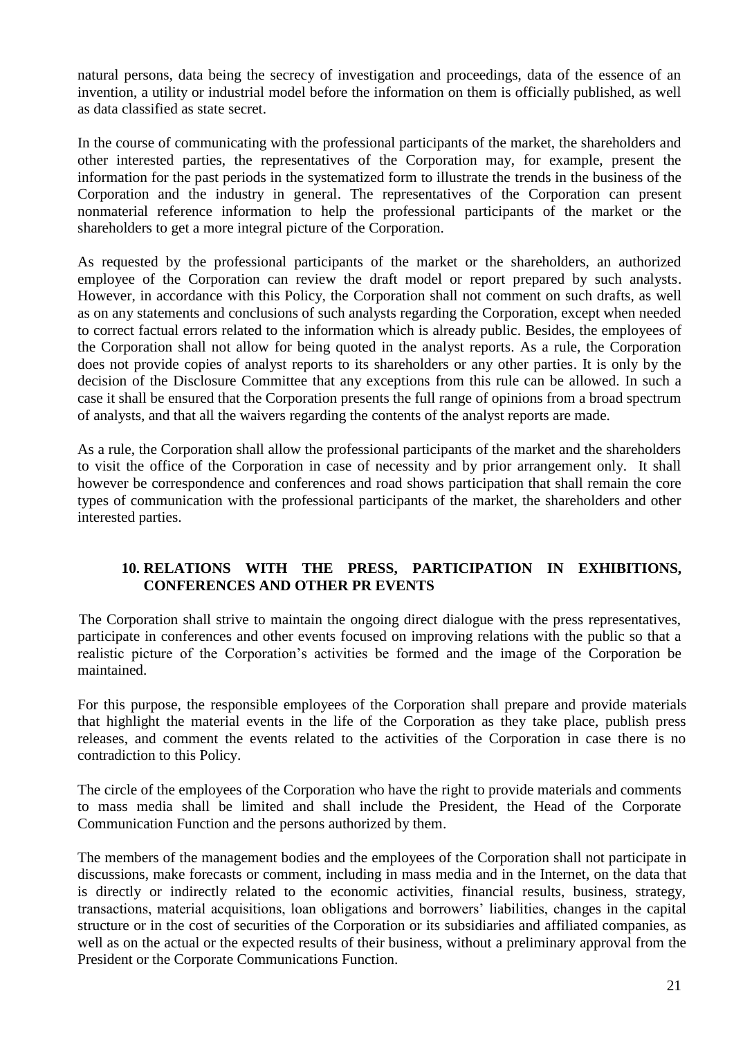natural persons, data being the secrecy of investigation and proceedings, data of the essence of an invention, a utility or industrial model before the information on them is officially published, as well as data classified as state secret.

In the course of communicating with the professional participants of the market, the shareholders and other interested parties, the representatives of the Corporation may, for example, present the information for the past periods in the systematized form to illustrate the trends in the business of the Corporation and the industry in general. The representatives of the Corporation can present nonmaterial reference information to help the professional participants of the market or the shareholders to get a more integral picture of the Corporation.

As requested by the professional participants of the market or the shareholders, an authorized employee of the Corporation can review the draft model or report prepared by such analysts. However, in accordance with this Policy, the Corporation shall not comment on such drafts, as well as on any statements and conclusions of such analysts regarding the Corporation, except when needed to correct factual errors related to the information which is already public. Besides, the employees of the Corporation shall not allow for being quoted in the analyst reports. As a rule, the Corporation does not provide copies of analyst reports to its shareholders or any other parties. It is only by the decision of the Disclosure Committee that any exceptions from this rule can be allowed. In such a case it shall be ensured that the Corporation presents the full range of opinions from a broad spectrum of analysts, and that all the waivers regarding the contents of the analyst reports are made.

As a rule, the Corporation shall allow the professional participants of the market and the shareholders to visit the office of the Corporation in case of necessity and by prior arrangement only. It shall however be correspondence and conferences and road shows participation that shall remain the core types of communication with the professional participants of the market, the shareholders and other interested parties.

## 10. RELATIONS WITH THE PRESS, PARTICIPATION IN EXHIBITIONS, CONFERENCES AND OTHER PR EVENTS

The Corporation shall strive to maintain the ongoing direct dialogue with the press representatives, participate in conferences and other events focused on improving relations with the public so that a realistic picture of the Corporation's activities be formed and the image of the Corporation be maintained.

For this purpose, the responsible employees of the Corporation shall prepare and provide materials that highlight the material events in the life of the Corporation as they take place, publish press releases, and comment the events related to the activities of the Corporation in case there is no contradiction to this Policy.

The circle of the employees of the Corporation who have the right to provide materials and comments to mass media shall be limited and shall include the President, the Head of the Corporate Communication Function and the persons authorized by them.

The members of the management bodies and the employees of the Corporation shall not participate in discussions, make forecasts or comment, including in mass media and in the Internet, on the data that is directly or indirectly related to the economic activities, financial results, business, strategy, transactions, material acquisitions, loan obligations and borrowers' liabilities, changes in the capital structure or in the cost of securities of the Corporation or its subsidiaries and affiliated companies, as well as on the actual or the expected results of their business, without a preliminary approval from the President or the Corporate Communications Function.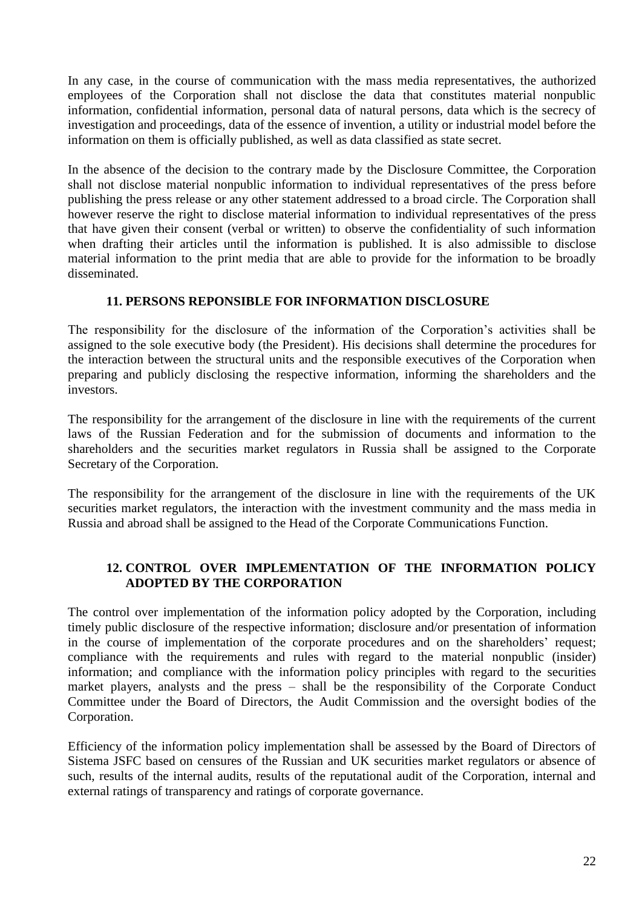In any case, in the course of communication with the mass media representatives, the authorized employees of the Corporation shall not disclose the data that constitutes material nonpublic information, confidential information, personal data of natural persons, data which is the secrecy of investigation and proceedings, data of the essence of invention, a utility or industrial model before the information on them is officially published, as well as data classified as state secret.

In the absence of the decision to the contrary made by the Disclosure Committee, the Corporation shall not disclose material nonpublic information to individual representatives of the press before publishing the press release or any other statement addressed to a broad circle. The Corporation shall however reserve the right to disclose material information to individual representatives of the press that have given their consent (verbal or written) to observe the confidentiality of such information when drafting their articles until the information is published. It is also admissible to disclose material information to the print media that are able to provide for the information to be broadly disseminated.

## 11. PERSONS REPONSIBLE FOR INFORMATION DISCLOSURE

The responsibility for the disclosure of the information of the Corporation's activities shall be assigned to the sole executive body (the President). His decisions shall determine the procedures for the interaction between the structural units and the responsible executives of the Corporation when preparing and publicly disclosing the respective information, informing the shareholders and the investors.

The responsibility for the arrangement of the disclosure in line with the requirements of the current laws of the Russian Federation and for the submission of documents and information to the shareholders and the securities market regulators in Russia shall be assigned to the Corporate Secretary of the Corporation.

The responsibility for the arrangement of the disclosure in line with the requirements of the UK securities market regulators, the interaction with the investment community and the mass media in Russia and abroad shall be assigned to the Head of the Corporate Communications Function.

## 12. CONTROL OVER IMPLEMENTATION OF THE INFORMATION POLICY ADOPTED BY THE CORPORATION

The control over implementation of the information policy adopted by the Corporation, including timely public disclosure of the respective information; disclosure and/or presentation of information in the course of implementation of the corporate procedures and on the shareholders' request; compliance with the requirements and rules with regard to the material nonpublic (insider) information; and compliance with the information policy principles with regard to the securities market players, analysts and the press – shall be the responsibility of the Corporate Conduct Committee under the Board of Directors, the Audit Commission and the oversight bodies of the Corporation.

Efficiency of the information policy implementation shall be assessed by the Board of Directors of Sistema JSFC based on censures of the Russian and UK securities market regulators or absence of such, results of the internal audits, results of the reputational audit of the Corporation, internal and external ratings of transparency and ratings of corporate governance.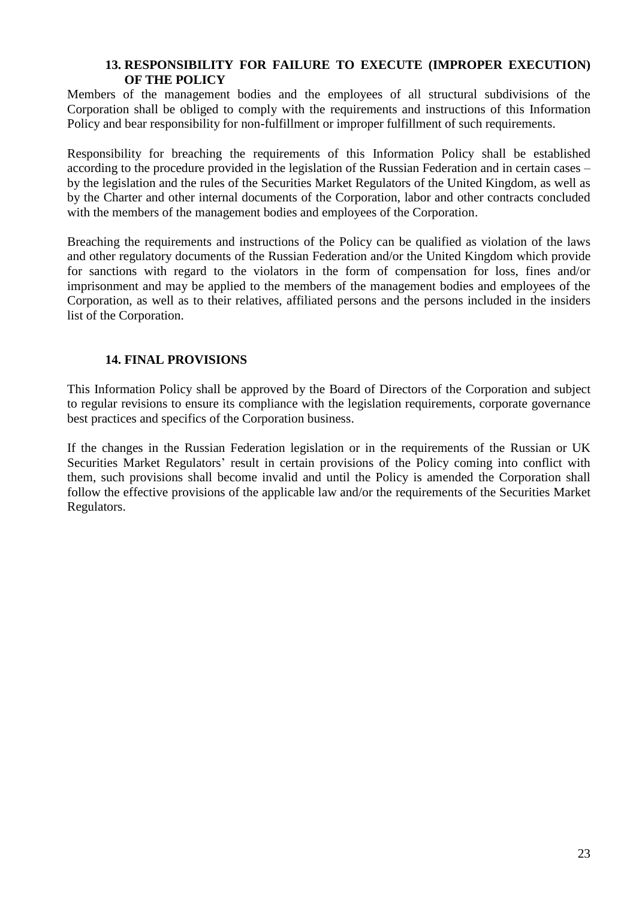## 13. RESPONSIBILITY FOR FAILURE TO EXECUTE (IMPROPER EXECUTION) OF THE POLICY

Members of the management bodies and the employees of all structural subdivisions of the Corporation shall be obliged to comply with the requirements and instructions of this Information Policy and bear responsibility for non-fulfillment or improper fulfillment of such requirements.

Responsibility for breaching the requirements of this Information Policy shall be established according to the procedure provided in the legislation of the Russian Federation and in certain cases – by the legislation and the rules of the Securities Market Regulators of the United Kingdom, as well as by the Charter and other internal documents of the Corporation, labor and other contracts concluded with the members of the management bodies and employees of the Corporation.

Breaching the requirements and instructions of the Policy can be qualified as violation of the laws and other regulatory documents of the Russian Federation and/or the United Kingdom which provide for sanctions with regard to the violators in the form of compensation for loss, fines and/or imprisonment and may be applied to the members of the management bodies and employees of the Corporation, as well as to their relatives, affiliated persons and the persons included in the insiders list of the Corporation.

## 14. FINAL PROVISIONS

This Information Policy shall be approved by the Board of Directors of the Corporation and subject to regular revisions to ensure its compliance with the legislation requirements, corporate governance best practices and specifics of the Corporation business.

If the changes in the Russian Federation legislation or in the requirements of the Russian or UK Securities Market Regulators' result in certain provisions of the Policy coming into conflict with them, such provisions shall become invalid and until the Policy is amended the Corporation shall follow the effective provisions of the applicable law and/or the requirements of the Securities Market Regulators.